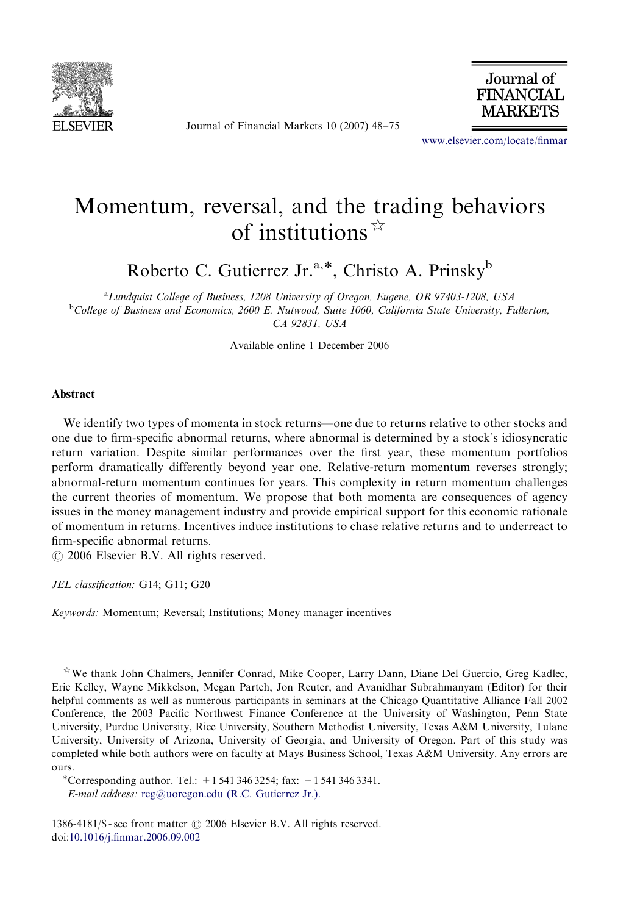# Momentum, reversal, and the trading behaviors of institutions[☆]

Roberto C. Gutierrez Jr.[a,*], Christo A. Prinsky[b]

[a] Lundquist College of Business, 1208 University of Oregon, Eugene, OR 97403-1208, USA

[b] College of Business and Economics, 2600 E. Nutwood, Suite 1060, California State University, Fullerton, CA 92831, USA

Available online 1 December 2006

## Abstract

We identify two types of momenta in stock returns—one due to returns relative to other stocks and one due to firm-specific abnormal returns, where abnormal is determined by a stock's idiosyncratic return variation. Despite similar performances over the first year, these momentum portfolios perform dramatically differently beyond year one. Relative-return momentum reverses strongly; abnormal-return momentum continues for years. This complexity in return momentum challenges the current theories of momentum. We propose that both momenta are consequences of agency issues in the money management industry and provide empirical support for this economic rationale of momentum in returns. Incentives induce institutions to chase relative returns and to underreact to firm-specific abnormal returns.

© 2006 Elsevier B.V. All rights reserved.

*JEL classification:* G14; G11; G20

*Keywords:* Momentum; Reversal; Institutions; Money manager incentives

---

[☆] We thank John Chalmers, Jennifer Conrad, Mike Cooper, Larry Dann, Diane Del Guercio, Greg Kadlec, Eric Kelley, Wayne Mikkelson, Megan Partch, Jon Reuter, and Avanidhar Subrahmanyam (Editor) for their helpful comments as well as numerous participants in seminars at the Chicago Quantitative Alliance Fall 2002 Conference, the 2003 Pacific Northwest Finance Conference at the University of Washington, Penn State University, Purdue University, Rice University, Southern Methodist University, Texas A&M University, Tulane University, University of Arizona, University of Georgia, and University of Oregon. Part of this study was completed while both authors were on faculty at Mays Business School, Texas A&M University. Any errors are ours.

*Corresponding author. Tel.: +1 541 346 3254; fax: +1 541 346 3341.

*E-mail address:* rcg@uoregon.edu (R.C. Gutierrez Jr.).

1386-4181/$ - see front matter © 2006 Elsevier B.V. All rights reserved.
doi:10.1016/j.finmar.2006.09.002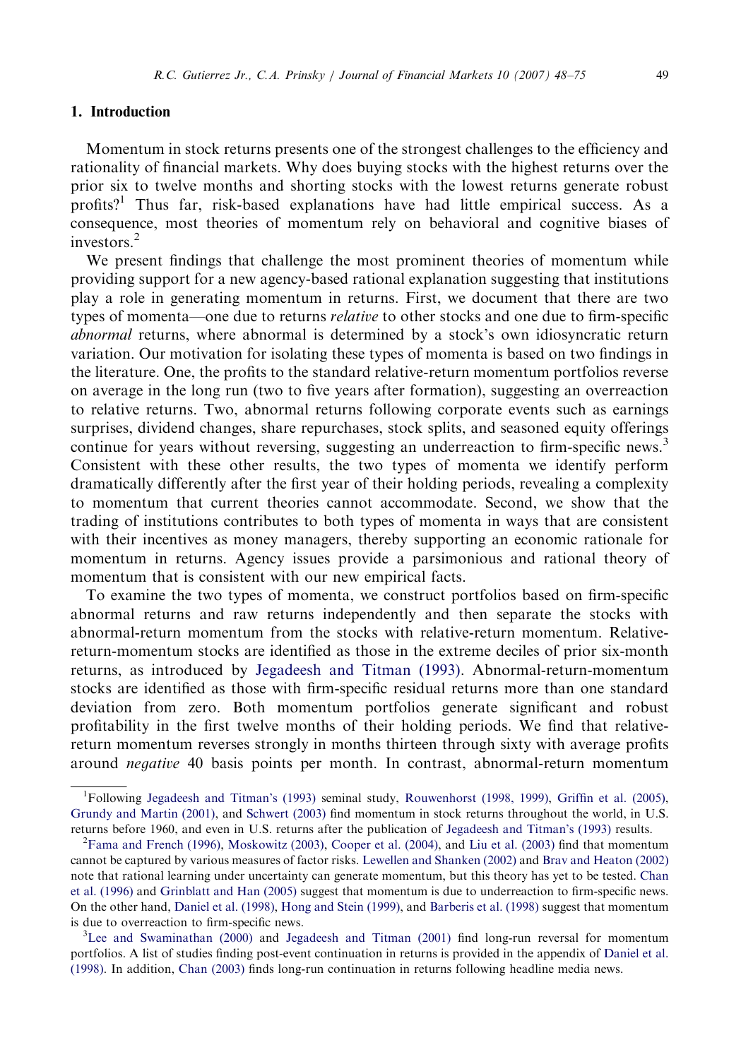## 1. Introduction

Momentum in stock returns presents one of the strongest challenges to the efficiency and rationality of financial markets. Why does buying stocks with the highest returns over the prior six to twelve months and shorting stocks with the lowest returns generate robust profits?[1] Thus far, risk-based explanations have had little empirical success. As a consequence, most theories of momentum rely on behavioral and cognitive biases of investors.[2]

We present findings that challenge the most prominent theories of momentum while providing support for a new agency-based rational explanation suggesting that institutions play a role in generating momentum in returns. First, we document that there are two types of momenta—one due to returns *relative* to other stocks and one due to firm-specific *abnormal* returns, where abnormal is determined by a stock's own idiosyncratic return variation. Our motivation for isolating these types of momenta is based on two findings in the literature. One, the profits to the standard relative-return momentum portfolios reverse on average in the long run (two to five years after formation), suggesting an overreaction to relative returns. Two, abnormal returns following corporate events such as earnings surprises, dividend changes, share repurchases, stock splits, and seasoned equity offerings continue for years without reversing, suggesting an underreaction to firm-specific news.[3] Consistent with these other results, the two types of momenta we identify perform dramatically differently after the first year of their holding periods, revealing a complexity to momentum that current theories cannot accommodate. Second, we show that the trading of institutions contributes to both types of momenta in ways that are consistent with their incentives as money managers, thereby supporting an economic rationale for momentum in returns. Agency issues provide a parsimonious and rational theory of momentum that is consistent with our new empirical facts.

To examine the two types of momenta, we construct portfolios based on firm-specific abnormal returns and raw returns independently and then separate the stocks with abnormal-return momentum from the stocks with relative-return momentum. Relative-return-momentum stocks are identified as those in the extreme deciles of prior six-month returns, as introduced by Jegadeesh and Titman (1993). Abnormal-return-momentum stocks are identified as those with firm-specific residual returns more than one standard deviation from zero. Both momentum portfolios generate significant and robust profitability in the first twelve months of their holding periods. We find that relative-return momentum reverses strongly in months thirteen through sixty with average profits around *negative* 40 basis points per month. In contrast, abnormal-return momentum

[1] Following Jegadeesh and Titman's (1993) seminal study, Rouwenhorst (1998, 1999), Griffin et al. (2005), Grundy and Martin (2001), and Schwert (2003) find momentum in stock returns throughout the world, in U.S. returns before 1960, and even in U.S. returns after the publication of Jegadeesh and Titman's (1993) results.

[2] Fama and French (1996), Moskowitz (2003), Cooper et al. (2004), and Liu et al. (2003) find that momentum cannot be captured by various measures of factor risks. Lewellen and Shanken (2002) and Brav and Heaton (2002) note that rational learning under uncertainty can generate momentum, but this theory has yet to be tested. Chan et al. (1996) and Grinblatt and Han (2005) suggest that momentum is due to underreaction to firm-specific news. On the other hand, Daniel et al. (1998), Hong and Stein (1999), and Barberis et al. (1998) suggest that momentum is due to overreaction to firm-specific news.

[3] Lee and Swaminathan (2000) and Jegadeesh and Titman (2001) find long-run reversal for momentum portfolios. A list of studies finding post-event continuation in returns is provided in the appendix of Daniel et al. (1998). In addition, Chan (2003) finds long-run continuation in returns following headline media news.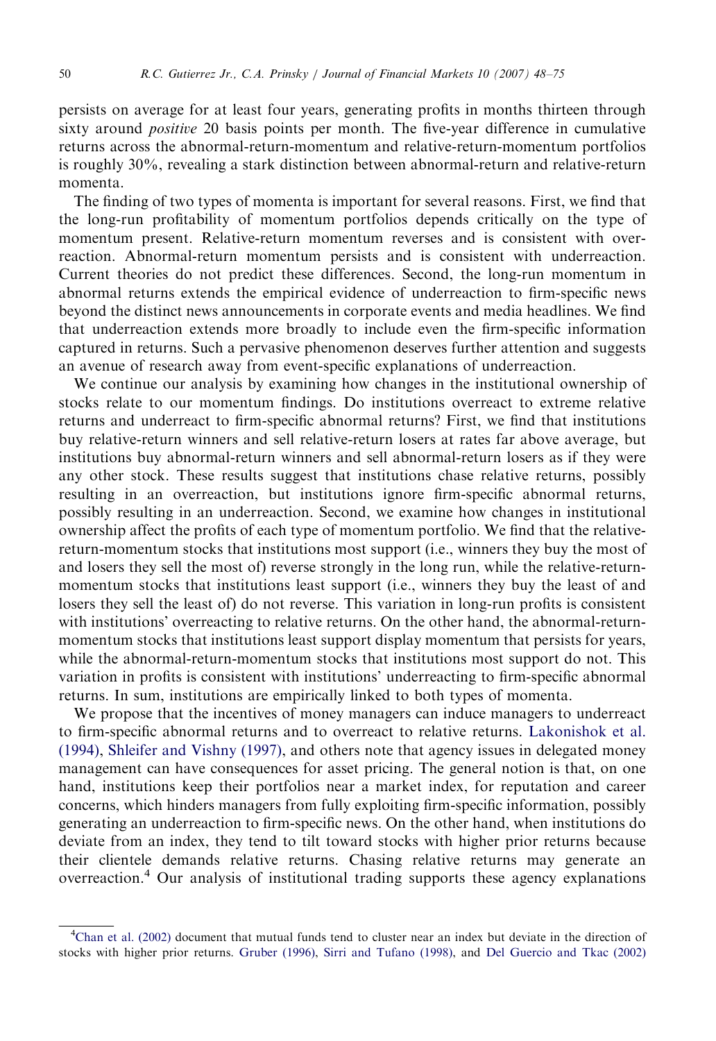persists on average for at least four years, generating profits in months thirteen through sixty around *positive* 20 basis points per month. The five-year difference in cumulative returns across the abnormal-return-momentum and relative-return-momentum portfolios is roughly 30%, revealing a stark distinction between abnormal-return and relative-return momenta.

The finding of two types of momenta is important for several reasons. First, we find that the long-run profitability of momentum portfolios depends critically on the type of momentum present. Relative-return momentum reverses and is consistent with overreaction. Abnormal-return momentum persists and is consistent with underreaction. Current theories do not predict these differences. Second, the long-run momentum in abnormal returns extends the empirical evidence of underreaction to firm-specific news beyond the distinct news announcements in corporate events and media headlines. We find that underreaction extends more broadly to include even the firm-specific information captured in returns. Such a pervasive phenomenon deserves further attention and suggests an avenue of research away from event-specific explanations of underreaction.

We continue our analysis by examining how changes in the institutional ownership of stocks relate to our momentum findings. Do institutions overreact to extreme relative returns and underreact to firm-specific abnormal returns? First, we find that institutions buy relative-return winners and sell relative-return losers at rates far above average, but institutions buy abnormal-return winners and sell abnormal-return losers as if they were any other stock. These results suggest that institutions chase relative returns, possibly resulting in an overreaction, but institutions ignore firm-specific abnormal returns, possibly resulting in an underreaction. Second, we examine how changes in institutional ownership affect the profits of each type of momentum portfolio. We find that the relative-return-momentum stocks that institutions most support (i.e., winners they buy the most of and losers they sell the most of) reverse strongly in the long run, while the relative-return-momentum stocks that institutions least support (i.e., winners they buy the least of and losers they sell the least of) do not reverse. This variation in long-run profits is consistent with institutions' overreacting to relative returns. On the other hand, the abnormal-return-momentum stocks that institutions least support display momentum that persists for years, while the abnormal-return-momentum stocks that institutions most support do not. This variation in profits is consistent with institutions' underreacting to firm-specific abnormal returns. In sum, institutions are empirically linked to both types of momenta.

We propose that the incentives of money managers can induce managers to underreact to firm-specific abnormal returns and to overreact to relative returns. Lakonishok et al. (1994), Shleifer and Vishny (1997), and others note that agency issues in delegated money management can have consequences for asset pricing. The general notion is that, on one hand, institutions keep their portfolios near a market index, for reputation and career concerns, which hinders managers from fully exploiting firm-specific information, possibly generating an underreaction to firm-specific news. On the other hand, when institutions do deviate from an index, they tend to tilt toward stocks with higher prior returns because their clientele demands relative returns. Chasing relative returns may generate an overreaction.[4] Our analysis of institutional trading supports these agency explanations

[4] Chan et al. (2002) document that mutual funds tend to cluster near an index but deviate in the direction of stocks with higher prior returns. Gruber (1996), Sirri and Tufano (1998), and Del Guercio and Tkac (2002)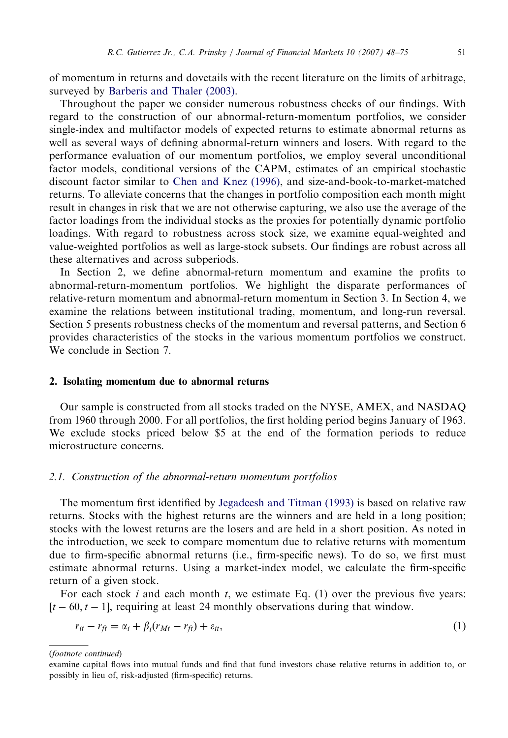of momentum in returns and dovetails with the recent literature on the limits of arbitrage, surveyed by Barberis and Thaler (2003).

Throughout the paper we consider numerous robustness checks of our findings. With regard to the construction of our abnormal-return-momentum portfolios, we consider single-index and multifactor models of expected returns to estimate abnormal returns as well as several ways of defining abnormal-return winners and losers. With regard to the performance evaluation of our momentum portfolios, we employ several unconditional factor models, conditional versions of the CAPM, estimates of an empirical stochastic discount factor similar to Chen and Knez (1996), and size-and-book-to-market-matched returns. To alleviate concerns that the changes in portfolio composition each month might result in changes in risk that we are not otherwise capturing, we also use the average of the factor loadings from the individual stocks as the proxies for potentially dynamic portfolio loadings. With regard to robustness across stock size, we examine equal-weighted and value-weighted portfolios as well as large-stock subsets. Our findings are robust across all these alternatives and across subperiods.

In Section 2, we define abnormal-return momentum and examine the profits to abnormal-return-momentum portfolios. We highlight the disparate performances of relative-return momentum and abnormal-return momentum in Section 3. In Section 4, we examine the relations between institutional trading, momentum, and long-run reversal. Section 5 presents robustness checks of the momentum and reversal patterns, and Section 6 provides characteristics of the stocks in the various momentum portfolios we construct. We conclude in Section 7.

## 2. Isolating momentum due to abnormal returns

Our sample is constructed from all stocks traded on the NYSE, AMEX, and NASDAQ from 1960 through 2000. For all portfolios, the first holding period begins January of 1963. We exclude stocks priced below \$5 at the end of the formation periods to reduce microstructure concerns.

### 2.1. Construction of the abnormal-return momentum portfolios

The momentum first identified by Jegadeesh and Titman (1993) is based on relative raw returns. Stocks with the highest returns are the winners and are held in a long position; stocks with the lowest returns are the losers and are held in a short position. As noted in the introduction, we seek to compare momentum due to relative returns with momentum due to firm-specific abnormal returns (i.e., firm-specific news). To do so, we first must estimate abnormal returns. Using a market-index model, we calculate the firm-specific return of a given stock.

For each stock $i$ and each month $t$, we estimate Eq. (1) over the previous five years: $[t-60, t-1]$, requiring at least 24 monthly observations during that window.

$$r_{it} - r_{ft} = \alpha_i + \beta_i(r_{Mt} - r_{ft}) + \varepsilon_{it}, \tag{1}$$

(*footnote continued*)
examine capital flows into mutual funds and find that fund investors chase relative returns in addition to, or possibly in lieu of, risk-adjusted (firm-specific) returns.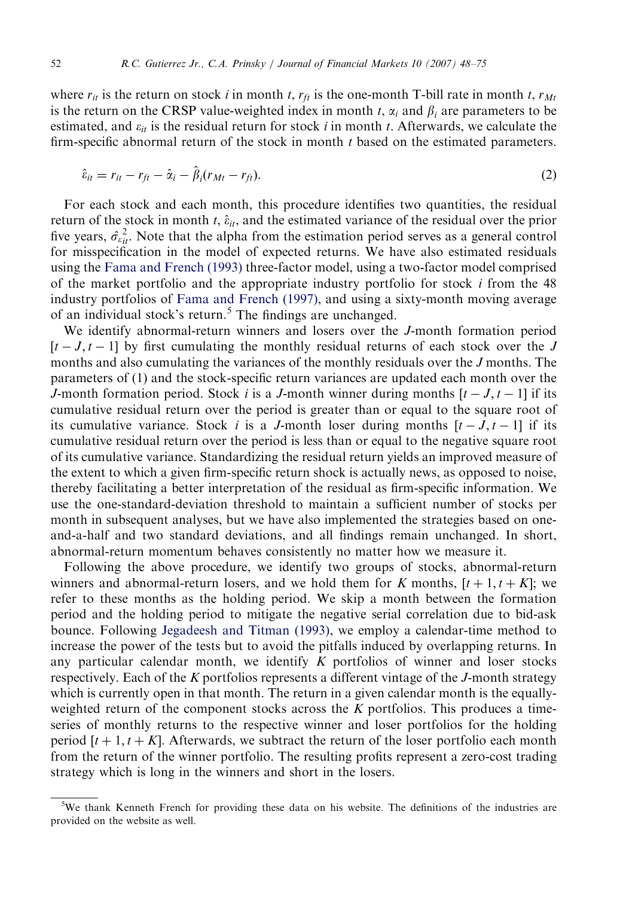where $r_{it}$ is the return on stock $i$ in month $t$, $r_{ft}$ is the one-month T-bill rate in month $t$, $r_{Mt}$ is the return on the CRSP value-weighted index in month $t$, $\alpha_i$ and $\beta_i$ are parameters to be estimated, and $\varepsilon_{it}$ is the residual return for stock $i$ in month $t$. Afterwards, we calculate the firm-specific abnormal return of the stock in month $t$ based on the estimated parameters.

$$\hat{\varepsilon}_{it} = r_{it} - r_{ft} - \hat{\alpha}_i - \hat{\beta}_i(r_{Mt} - r_{ft}). \tag{2}$$

For each stock and each month, this procedure identifies two quantities, the residual return of the stock in month $t$, $\hat{\varepsilon}_{it}$, and the estimated variance of the residual over the prior five years, $\hat{\sigma}^2_{\varepsilon_{it}}$. Note that the alpha from the estimation period serves as a general control for misspecification in the model of expected returns. We have also estimated residuals using the Fama and French (1993) three-factor model, using a two-factor model comprised of the market portfolio and the appropriate industry portfolio for stock $i$ from the 48 industry portfolios of Fama and French (1997), and using a sixty-month moving average of an individual stock's return.[5] The findings are unchanged.

We identify abnormal-return winners and losers over the $J$-month formation period $[t-J, t-1]$ by first cumulating the monthly residual returns of each stock over the $J$ months and also cumulating the variances of the monthly residuals over the $J$ months. The parameters of (1) and the stock-specific return variances are updated each month over the $J$-month formation period. Stock $i$ is a $J$-month winner during months $[t-J, t-1]$ if its cumulative residual return over the period is greater than or equal to the square root of its cumulative variance. Stock $i$ is a $J$-month loser during months $[t-J, t-1]$ if its cumulative residual return over the period is less than or equal to the negative square root of its cumulative variance. Standardizing the residual return yields an improved measure of the extent to which a given firm-specific return shock is actually news, as opposed to noise, thereby facilitating a better interpretation of the residual as firm-specific information. We use the one-standard-deviation threshold to maintain a sufficient number of stocks per month in subsequent analyses, but we have also implemented the strategies based on one-and-a-half and two standard deviations, and all findings remain unchanged. In short, abnormal-return momentum behaves consistently no matter how we measure it.

Following the above procedure, we identify two groups of stocks, abnormal-return winners and abnormal-return losers, and we hold them for $K$ months, $[t+1, t+K]$; we refer to these months as the holding period. We skip a month between the formation period and the holding period to mitigate the negative serial correlation due to bid-ask bounce. Following Jegadeesh and Titman (1993), we employ a calendar-time method to increase the power of the tests but to avoid the pitfalls induced by overlapping returns. In any particular calendar month, we identify $K$ portfolios of winner and loser stocks respectively. Each of the $K$ portfolios represents a different vintage of the $J$-month strategy which is currently open in that month. The return in a given calendar month is the equally-weighted return of the component stocks across the $K$ portfolios. This produces a time-series of monthly returns to the respective winner and loser portfolios for the holding period $[t+1, t+K]$. Afterwards, we subtract the return of the loser portfolio each month from the return of the winner portfolio. The resulting profits represent a zero-cost trading strategy which is long in the winners and short in the losers.

[5] We thank Kenneth French for providing these data on his website. The definitions of the industries are provided on the website as well.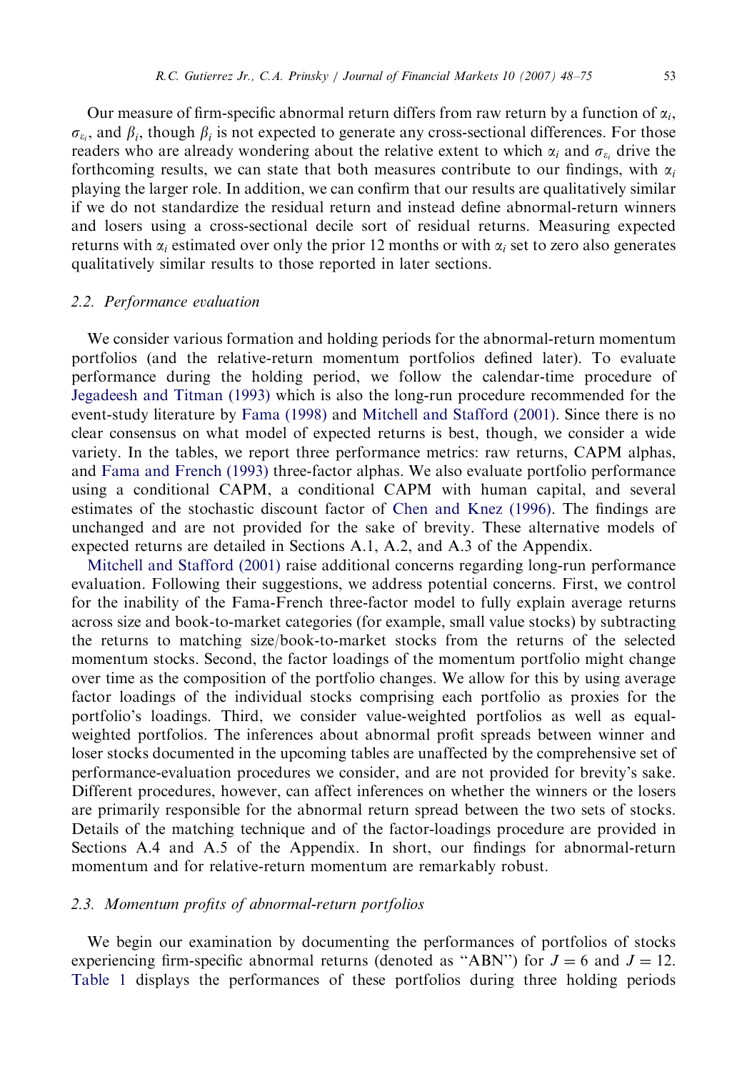Our measure of firm-specific abnormal return differs from raw return by a function of $\alpha_i$, $\sigma_{\varepsilon_i}$, and $\beta_i$, though $\beta_i$ is not expected to generate any cross-sectional differences. For those readers who are already wondering about the relative extent to which $\alpha_i$ and $\sigma_{\varepsilon_i}$ drive the forthcoming results, we can state that both measures contribute to our findings, with $\alpha_i$ playing the larger role. In addition, we can confirm that our results are qualitatively similar if we do not standardize the residual return and instead define abnormal-return winners and losers using a cross-sectional decile sort of residual returns. Measuring expected returns with $\alpha_i$ estimated over only the prior 12 months or with $\alpha_i$ set to zero also generates qualitatively similar results to those reported in later sections.

### 2.2. Performance evaluation

We consider various formation and holding periods for the abnormal-return momentum portfolios (and the relative-return momentum portfolios defined later). To evaluate performance during the holding period, we follow the calendar-time procedure of Jegadeesh and Titman (1993) which is also the long-run procedure recommended for the event-study literature by Fama (1998) and Mitchell and Stafford (2001). Since there is no clear consensus on what model of expected returns is best, though, we consider a wide variety. In the tables, we report three performance metrics: raw returns, CAPM alphas, and Fama and French (1993) three-factor alphas. We also evaluate portfolio performance using a conditional CAPM, a conditional CAPM with human capital, and several estimates of the stochastic discount factor of Chen and Knez (1996). The findings are unchanged and are not provided for the sake of brevity. These alternative models of expected returns are detailed in Sections A.1, A.2, and A.3 of the Appendix.

Mitchell and Stafford (2001) raise additional concerns regarding long-run performance evaluation. Following their suggestions, we address potential concerns. First, we control for the inability of the Fama-French three-factor model to fully explain average returns across size and book-to-market categories (for example, small value stocks) by subtracting the returns to matching size/book-to-market stocks from the returns of the selected momentum stocks. Second, the factor loadings of the momentum portfolio might change over time as the composition of the portfolio changes. We allow for this by using average factor loadings of the individual stocks comprising each portfolio as proxies for the portfolio's loadings. Third, we consider value-weighted portfolios as well as equal-weighted portfolios. The inferences about abnormal profit spreads between winner and loser stocks documented in the upcoming tables are unaffected by the comprehensive set of performance-evaluation procedures we consider, and are not provided for brevity's sake. Different procedures, however, can affect inferences on whether the winners or the losers are primarily responsible for the abnormal return spread between the two sets of stocks. Details of the matching technique and of the factor-loadings procedure are provided in Sections A.4 and A.5 of the Appendix. In short, our findings for abnormal-return momentum and for relative-return momentum are remarkably robust.

### 2.3. Momentum profits of abnormal-return portfolios

We begin our examination by documenting the performances of portfolios of stocks experiencing firm-specific abnormal returns (denoted as "ABN") for $J = 6$ and $J = 12$. Table 1 displays the performances of these portfolios during three holding periods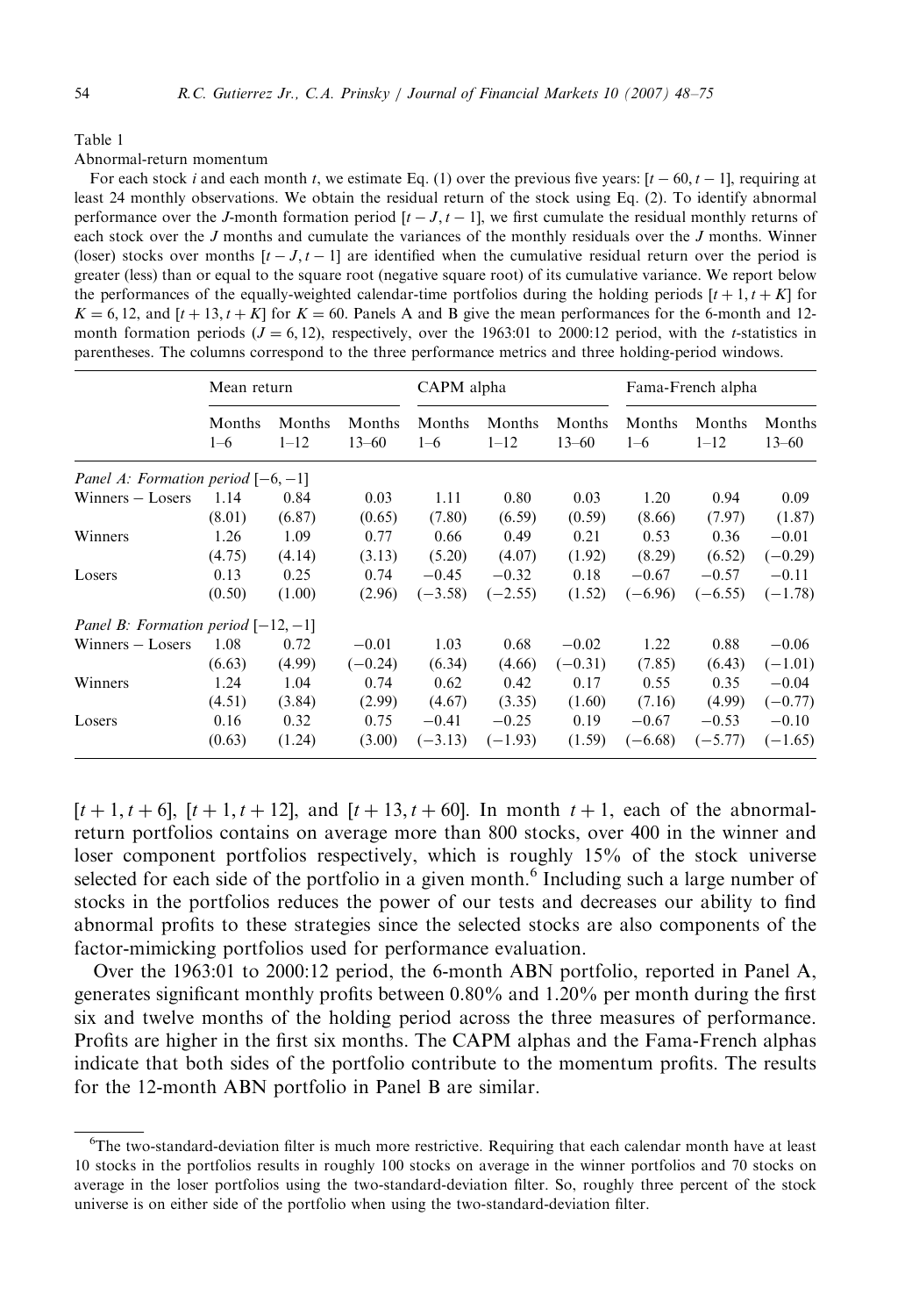Table 1

Abnormal-return momentum

For each stock $i$ and each month $t$, we estimate Eq. (1) over the previous five years: $[t-60, t-1]$, requiring at least 24 monthly observations. We obtain the residual return of the stock using Eq. (2). To identify abnormal performance over the $J$-month formation period $[t-J, t-1]$, we first cumulate the residual monthly returns of each stock over the $J$ months and cumulate the variances of the monthly residuals over the $J$ months. Winner (loser) stocks over months $[t-J, t-1]$ are identified when the cumulative residual return over the period is greater (less) than or equal to the square root (negative square root) of its cumulative variance. We report below the performances of the equally-weighted calendar-time portfolios during the holding periods $[t+1, t+K]$ for $K = 6, 12$, and $[t+13, t+K]$ for $K = 60$. Panels A and B give the mean performances for the 6-month and 12-month formation periods ($J = 6, 12$), respectively, over the 1963:01 to 2000:12 period, with the $t$-statistics in parentheses. The columns correspond to the three performance metrics and three holding-period windows.

| | Mean return | | | CAPM alpha | | | Fama-French alpha | | |
|---|---|---|---|---|---|---|---|---|---|
| | Months 1–6 | Months 1–12 | Months 13–60 | Months 1–6 | Months 1–12 | Months 13–60 | Months 1–6 | Months 1–12 | Months 13–60 |
| *Panel A: Formation period* $[-6, -1]$ | | | | | | | | | |
| Winners − Losers | 1.14 | 0.84 | 0.03 | 1.11 | 0.80 | 0.03 | 1.20 | 0.94 | 0.09 |
| | (8.01) | (6.87) | (0.65) | (7.80) | (6.59) | (0.59) | (8.66) | (7.97) | (1.87) |
| Winners | 1.26 | 1.09 | 0.77 | 0.66 | 0.49 | 0.21 | 0.53 | 0.36 | −0.01 |
| | (4.75) | (4.14) | (3.13) | (5.20) | (4.07) | (1.92) | (8.29) | (6.52) | (−0.29) |
| Losers | 0.13 | 0.25 | 0.74 | −0.45 | −0.32 | 0.18 | −0.67 | −0.57 | −0.11 |
| | (0.50) | (1.00) | (2.96) | (−3.58) | (−2.55) | (1.52) | (−6.96) | (−6.55) | (−1.78) |
| *Panel B: Formation period* $[-12, -1]$ | | | | | | | | | |
| Winners − Losers | 1.08 | 0.72 | −0.01 | 1.03 | 0.68 | −0.02 | 1.22 | 0.88 | −0.06 |
| | (6.63) | (4.99) | (−0.24) | (6.34) | (4.66) | (−0.31) | (7.85) | (6.43) | (−1.01) |
| Winners | 1.24 | 1.04 | 0.74 | 0.62 | 0.42 | 0.17 | 0.55 | 0.35 | −0.04 |
| | (4.51) | (3.84) | (2.99) | (4.67) | (3.35) | (1.60) | (7.16) | (4.99) | (−0.77) |
| Losers | 0.16 | 0.32 | 0.75 | −0.41 | −0.25 | 0.19 | −0.67 | −0.53 | −0.10 |
| | (0.63) | (1.24) | (3.00) | (−3.13) | (−1.93) | (1.59) | (−6.68) | (−5.77) | (−1.65) |

$[t+1, t+6]$, $[t+1, t+12]$, and $[t+13, t+60]$. In month $t+1$, each of the abnormal-return portfolios contains on average more than 800 stocks, over 400 in the winner and loser component portfolios respectively, which is roughly 15% of the stock universe selected for each side of the portfolio in a given month.[6] Including such a large number of stocks in the portfolios reduces the power of our tests and decreases our ability to find abnormal profits to these strategies since the selected stocks are also components of the factor-mimicking portfolios used for performance evaluation.

Over the 1963:01 to 2000:12 period, the 6-month ABN portfolio, reported in Panel A, generates significant monthly profits between 0.80% and 1.20% per month during the first six and twelve months of the holding period across the three measures of performance. Profits are higher in the first six months. The CAPM alphas and the Fama-French alphas indicate that both sides of the portfolio contribute to the momentum profits. The results for the 12-month ABN portfolio in Panel B are similar.

[6] The two-standard-deviation filter is much more restrictive. Requiring that each calendar month have at least 10 stocks in the portfolios results in roughly 100 stocks on average in the winner portfolios and 70 stocks on average in the loser portfolios using the two-standard-deviation filter. So, roughly three percent of the stock universe is on either side of the portfolio when using the two-standard-deviation filter.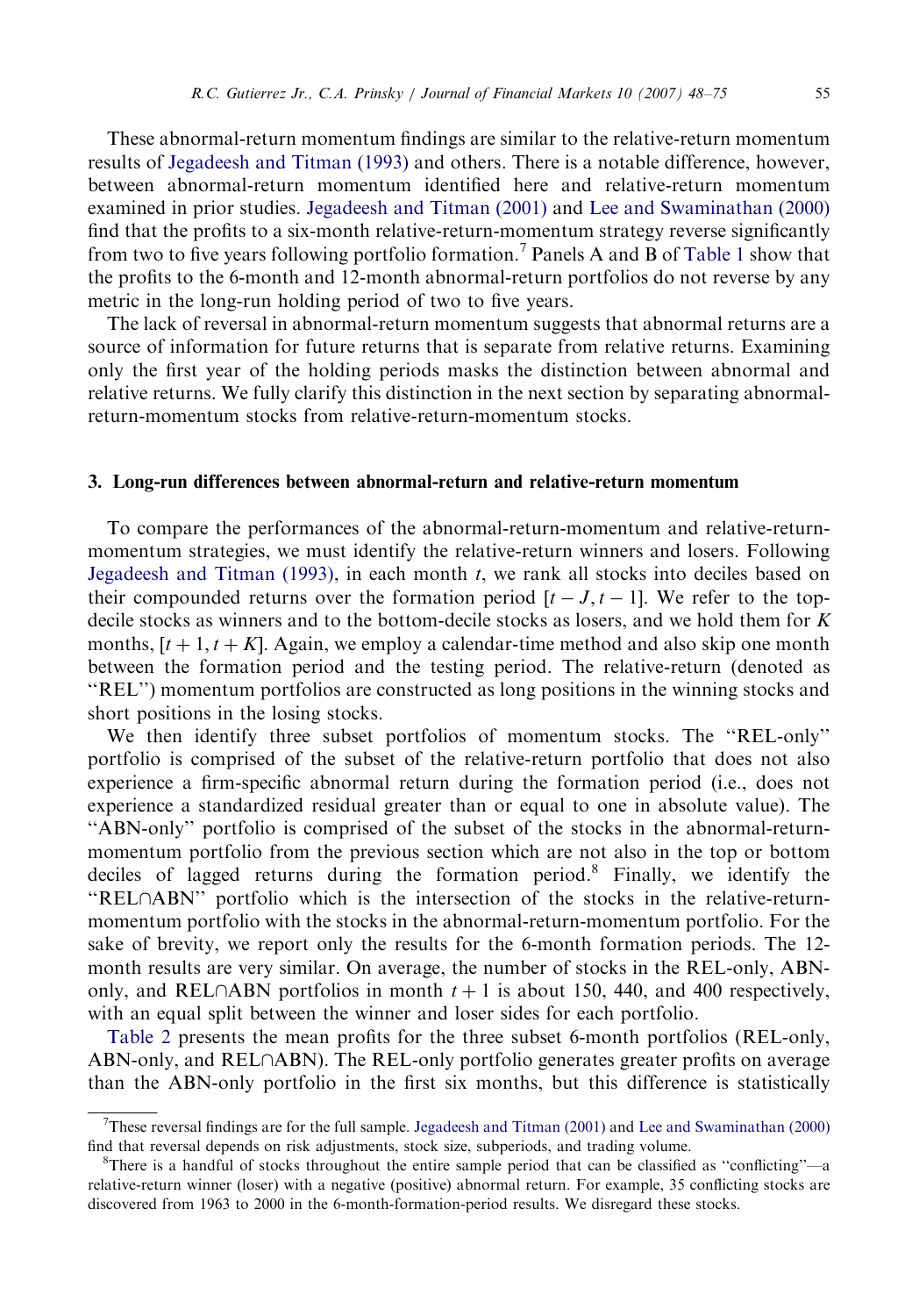These abnormal-return momentum findings are similar to the relative-return momentum results of Jegadeesh and Titman (1993) and others. There is a notable difference, however, between abnormal-return momentum identified here and relative-return momentum examined in prior studies. Jegadeesh and Titman (2001) and Lee and Swaminathan (2000) find that the profits to a six-month relative-return-momentum strategy reverse significantly from two to five years following portfolio formation.[7] Panels A and B of Table 1 show that the profits to the 6-month and 12-month abnormal-return portfolios do not reverse by any metric in the long-run holding period of two to five years.

The lack of reversal in abnormal-return momentum suggests that abnormal returns are a source of information for future returns that is separate from relative returns. Examining only the first year of the holding periods masks the distinction between abnormal and relative returns. We fully clarify this distinction in the next section by separating abnormal-return-momentum stocks from relative-return-momentum stocks.

## 3. Long-run differences between abnormal-return and relative-return momentum

To compare the performances of the abnormal-return-momentum and relative-return-momentum strategies, we must identify the relative-return winners and losers. Following Jegadeesh and Titman (1993), in each month $t$, we rank all stocks into deciles based on their compounded returns over the formation period $[t-J, t-1]$. We refer to the top-decile stocks as winners and to the bottom-decile stocks as losers, and we hold them for $K$ months, $[t+1, t+K]$. Again, we employ a calendar-time method and also skip one month between the formation period and the testing period. The relative-return (denoted as "REL") momentum portfolios are constructed as long positions in the winning stocks and short positions in the losing stocks.

We then identify three subset portfolios of momentum stocks. The "REL-only" portfolio is comprised of the subset of the relative-return portfolio that does not also experience a firm-specific abnormal return during the formation period (i.e., does not experience a standardized residual greater than or equal to one in absolute value). The "ABN-only" portfolio is comprised of the subset of the stocks in the abnormal-return-momentum portfolio from the previous section which are not also in the top or bottom deciles of lagged returns during the formation period.[8] Finally, we identify the "REL∩ABN" portfolio which is the intersection of the stocks in the relative-return-momentum portfolio with the stocks in the abnormal-return-momentum portfolio. For the sake of brevity, we report only the results for the 6-month formation periods. The 12-month results are very similar. On average, the number of stocks in the REL-only, ABN-only, and REL∩ABN portfolios in month $t+1$ is about 150, 440, and 400 respectively, with an equal split between the winner and loser sides for each portfolio.

Table 2 presents the mean profits for the three subset 6-month portfolios (REL-only, ABN-only, and REL∩ABN). The REL-only portfolio generates greater profits on average than the ABN-only portfolio in the first six months, but this difference is statistically

---

[7] These reversal findings are for the full sample. Jegadeesh and Titman (2001) and Lee and Swaminathan (2000) find that reversal depends on risk adjustments, stock size, subperiods, and trading volume.

[8] There is a handful of stocks throughout the entire sample period that can be classified as "conflicting"—a relative-return winner (loser) with a negative (positive) abnormal return. For example, 35 conflicting stocks are discovered from 1963 to 2000 in the 6-month-formation-period results. We disregard these stocks.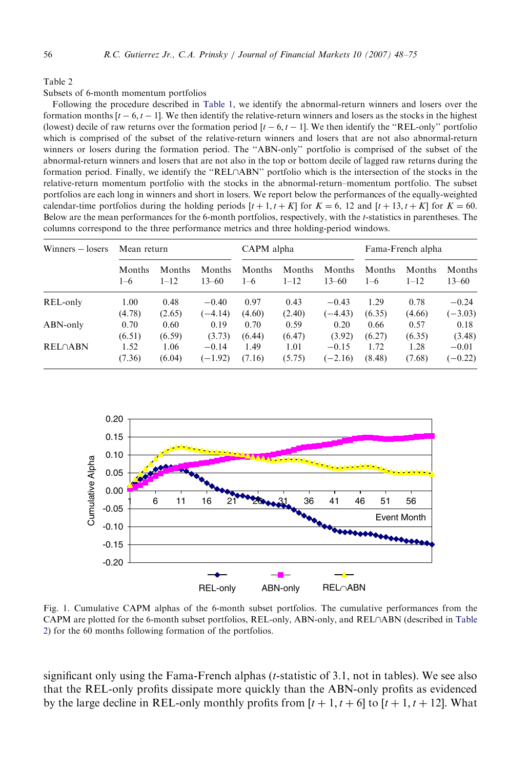Table 2

Subsets of 6-month momentum portfolios

Following the procedure described in Table 1, we identify the abnormal-return winners and losers over the formation months $[t-6, t-1]$. We then identify the relative-return winners and losers as the stocks in the highest (lowest) decile of raw returns over the formation period $[t-6, t-1]$. We then identify the "REL-only" portfolio which is comprised of the subset of the relative-return winners and losers that are not also abnormal-return winners or losers during the formation period. The "ABN-only" portfolio is comprised of the subset of the abnormal-return winners and losers that are not also in the top or bottom decile of lagged raw returns during the formation period. Finally, we identify the "REL∩ABN" portfolio which is the intersection of the stocks in the relative-return momentum portfolio with the stocks in the abnormal-return–momentum portfolio. The subset portfolios are each long in winners and short in losers. We report below the performances of the equally-weighted calendar-time portfolios during the holding periods $[t+1, t+K]$ for $K = 6$, 12 and $[t+13, t+K]$ for $K = 60$. Below are the mean performances for the 6-month portfolios, respectively, with the $t$-statistics in parentheses. The columns correspond to the three performance metrics and three holding-period windows.

| Winners − losers | Mean return | | | CAPM alpha | | | Fama-French alpha | | |
|---|---|---|---|---|---|---|---|---|---|
| | Months 1–6 | Months 1–12 | Months 13–60 | Months 1–6 | Months 1–12 | Months 13–60 | Months 1–6 | Months 1–12 | Months 13–60 |
| REL-only | 1.00 | 0.48 | −0.40 | 0.97 | 0.43 | −0.43 | 1.29 | 0.78 | −0.24 |
| | (4.78) | (2.65) | (−4.14) | (4.60) | (2.40) | (−4.43) | (6.35) | (4.66) | (−3.03) |
| ABN-only | 0.70 | 0.60 | 0.19 | 0.70 | 0.59 | 0.20 | 0.66 | 0.57 | 0.18 |
| | (6.51) | (6.59) | (3.73) | (6.44) | (6.47) | (3.92) | (6.27) | (6.35) | (3.48) |
| REL∩ABN | 1.52 | 1.06 | −0.14 | 1.49 | 1.01 | −0.15 | 1.72 | 1.28 | −0.01 |
| | (7.36) | (6.04) | (−1.92) | (7.16) | (5.75) | (−2.16) | (8.48) | (7.68) | (−0.22) |

Fig. 1. Cumulative CAPM alphas of the 6-month subset portfolios. The cumulative performances from the CAPM are plotted for the 6-month subset portfolios, REL-only, ABN-only, and REL∩ABN (described in Table 2) for the 60 months following formation of the portfolios.

significant only using the Fama-French alphas ($t$-statistic of 3.1, not in tables). We see also that the REL-only profits dissipate more quickly than the ABN-only profits as evidenced by the large decline in REL-only monthly profits from $[t+1, t+6]$ to $[t+1, t+12]$. What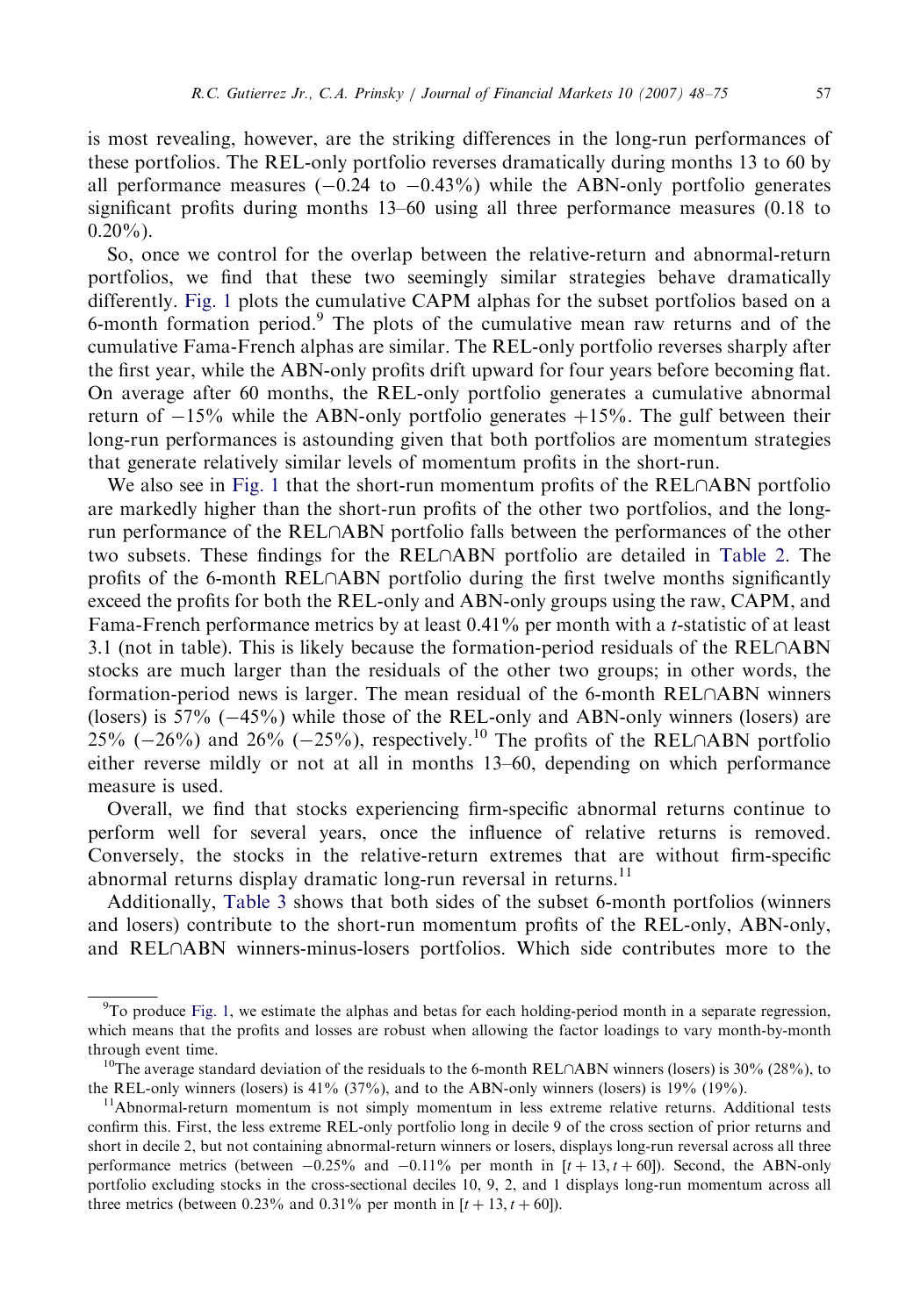is most revealing, however, are the striking differences in the long-run performances of these portfolios. The REL-only portfolio reverses dramatically during months 13 to 60 by all performance measures (−0.24 to −0.43%) while the ABN-only portfolio generates significant profits during months 13–60 using all three performance measures (0.18 to 0.20%).

So, once we control for the overlap between the relative-return and abnormal-return portfolios, we find that these two seemingly similar strategies behave dramatically differently. Fig. 1 plots the cumulative CAPM alphas for the subset portfolios based on a 6-month formation period.[9] The plots of the cumulative mean raw returns and of the cumulative Fama-French alphas are similar. The REL-only portfolio reverses sharply after the first year, while the ABN-only profits drift upward for four years before becoming flat. On average after 60 months, the REL-only portfolio generates a cumulative abnormal return of −15% while the ABN-only portfolio generates +15%. The gulf between their long-run performances is astounding given that both portfolios are momentum strategies that generate relatively similar levels of momentum profits in the short-run.

We also see in Fig. 1 that the short-run momentum profits of the REL∩ABN portfolio are markedly higher than the short-run profits of the other two portfolios, and the long-run performance of the REL∩ABN portfolio falls between the performances of the other two subsets. These findings for the REL∩ABN portfolio are detailed in Table 2. The profits of the 6-month REL∩ABN portfolio during the first twelve months significantly exceed the profits for both the REL-only and ABN-only groups using the raw, CAPM, and Fama-French performance metrics by at least 0.41% per month with a *t*-statistic of at least 3.1 (not in table). This is likely because the formation-period residuals of the REL∩ABN stocks are much larger than the residuals of the other two groups; in other words, the formation-period news is larger. The mean residual of the 6-month REL∩ABN winners (losers) is 57% (−45%) while those of the REL-only and ABN-only winners (losers) are 25% (−26%) and 26% (−25%), respectively.[10] The profits of the REL∩ABN portfolio either reverse mildly or not at all in months 13–60, depending on which performance measure is used.

Overall, we find that stocks experiencing firm-specific abnormal returns continue to perform well for several years, once the influence of relative returns is removed. Conversely, the stocks in the relative-return extremes that are without firm-specific abnormal returns display dramatic long-run reversal in returns.[11]

Additionally, Table 3 shows that both sides of the subset 6-month portfolios (winners and losers) contribute to the short-run momentum profits of the REL-only, ABN-only, and REL∩ABN winners-minus-losers portfolios. Which side contributes more to the

---

[9] To produce Fig. 1, we estimate the alphas and betas for each holding-period month in a separate regression, which means that the profits and losses are robust when allowing the factor loadings to vary month-by-month through event time.

[10] The average standard deviation of the residuals to the 6-month REL∩ABN winners (losers) is 30% (28%), to the REL-only winners (losers) is 41% (37%), and to the ABN-only winners (losers) is 19% (19%).

[11] Abnormal-return momentum is not simply momentum in less extreme relative returns. Additional tests confirm this. First, the less extreme REL-only portfolio long in decile 9 of the cross section of prior returns and short in decile 2, but not containing abnormal-return winners or losers, displays long-run reversal across all three performance metrics (between −0.25% and −0.11% per month in $[t+13, t+60]$). Second, the ABN-only portfolio excluding stocks in the cross-sectional deciles 10, 9, 2, and 1 displays long-run momentum across all three metrics (between 0.23% and 0.31% per month in $[t+13, t+60]$).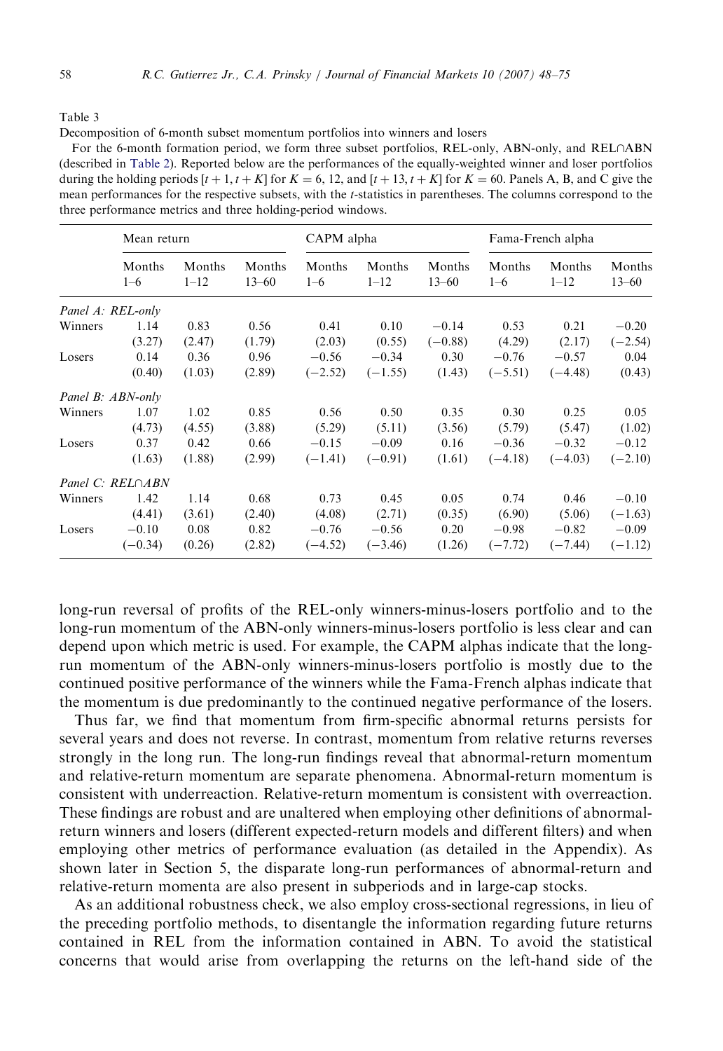Table 3

Decomposition of 6-month subset momentum portfolios into winners and losers

For the 6-month formation period, we form three subset portfolios, REL-only, ABN-only, and REL∩ABN (described in Table 2). Reported below are the performances of the equally-weighted winner and loser portfolios during the holding periods $[t+1, t+K]$ for $K = 6$, 12, and $[t+13, t+K]$ for $K = 60$. Panels A, B, and C give the mean performances for the respective subsets, with the $t$-statistics in parentheses. The columns correspond to the three performance metrics and three holding-period windows.

| | Mean return | | | CAPM alpha | | | Fama-French alpha | | |
|---|---|---|---|---|---|---|---|---|---|
| | Months 1–6 | Months 1–12 | Months 13–60 | Months 1–6 | Months 1–12 | Months 13–60 | Months 1–6 | Months 1–12 | Months 13–60 |
| *Panel A: REL-only* | | | | | | | | | |
| Winners | 1.14 | 0.83 | 0.56 | 0.41 | 0.10 | −0.14 | 0.53 | 0.21 | −0.20 |
| | (3.27) | (2.47) | (1.79) | (2.03) | (0.55) | (−0.88) | (4.29) | (2.17) | (−2.54) |
| Losers | 0.14 | 0.36 | 0.96 | −0.56 | −0.34 | 0.30 | −0.76 | −0.57 | 0.04 |
| | (0.40) | (1.03) | (2.89) | (−2.52) | (−1.55) | (1.43) | (−5.51) | (−4.48) | (0.43) |
| *Panel B: ABN-only* | | | | | | | | | |
| Winners | 1.07 | 1.02 | 0.85 | 0.56 | 0.50 | 0.35 | 0.30 | 0.25 | 0.05 |
| | (4.73) | (4.55) | (3.88) | (5.29) | (5.11) | (3.56) | (5.79) | (5.47) | (1.02) |
| Losers | 0.37 | 0.42 | 0.66 | −0.15 | −0.09 | 0.16 | −0.36 | −0.32 | −0.12 |
| | (1.63) | (1.88) | (2.99) | (−1.41) | (−0.91) | (1.61) | (−4.18) | (−4.03) | (−2.10) |
| *Panel C: REL∩ABN* | | | | | | | | | |
| Winners | 1.42 | 1.14 | 0.68 | 0.73 | 0.45 | 0.05 | 0.74 | 0.46 | −0.10 |
| | (4.41) | (3.61) | (2.40) | (4.08) | (2.71) | (0.35) | (6.90) | (5.06) | (−1.63) |
| Losers | −0.10 | 0.08 | 0.82 | −0.76 | −0.56 | 0.20 | −0.98 | −0.82 | −0.09 |
| | (−0.34) | (0.26) | (2.82) | (−4.52) | (−3.46) | (1.26) | (−7.72) | (−7.44) | (−1.12) |

long-run reversal of profits of the REL-only winners-minus-losers portfolio and to the long-run momentum of the ABN-only winners-minus-losers portfolio is less clear and can depend upon which metric is used. For example, the CAPM alphas indicate that the long-run momentum of the ABN-only winners-minus-losers portfolio is mostly due to the continued positive performance of the winners while the Fama-French alphas indicate that the momentum is due predominantly to the continued negative performance of the losers.

Thus far, we find that momentum from firm-specific abnormal returns persists for several years and does not reverse. In contrast, momentum from relative returns reverses strongly in the long run. The long-run findings reveal that abnormal-return momentum and relative-return momentum are separate phenomena. Abnormal-return momentum is consistent with underreaction. Relative-return momentum is consistent with overreaction. These findings are robust and are unaltered when employing other definitions of abnormal-return winners and losers (different expected-return models and different filters) and when employing other metrics of performance evaluation (as detailed in the Appendix). As shown later in Section 5, the disparate long-run performances of abnormal-return and relative-return momenta are also present in subperiods and in large-cap stocks.

As an additional robustness check, we also employ cross-sectional regressions, in lieu of the preceding portfolio methods, to disentangle the information regarding future returns contained in REL from the information contained in ABN. To avoid the statistical concerns that would arise from overlapping the returns on the left-hand side of the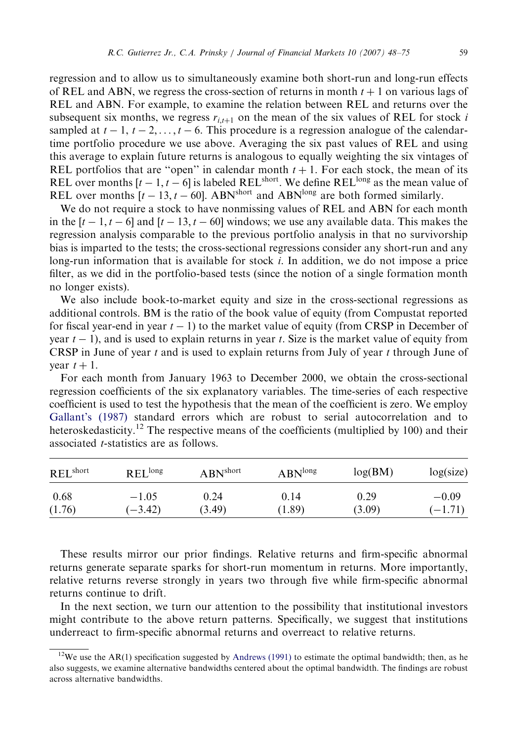regression and to allow us to simultaneously examine both short-run and long-run effects of REL and ABN, we regress the cross-section of returns in month $t+1$ on various lags of REL and ABN. For example, to examine the relation between REL and returns over the subsequent six months, we regress $r_{i,t+1}$ on the mean of the six values of REL for stock $i$ sampled at $t-1$, $t-2, \ldots, t-6$. This procedure is a regression analogue of the calendar-time portfolio procedure we use above. Averaging the six past values of REL and using this average to explain future returns is analogous to equally weighting the six vintages of REL portfolios that are "open" in calendar month $t+1$. For each stock, the mean of its REL over months $[t-1, t-6]$ is labeled $\text{REL}^{\text{short}}$. We define $\text{REL}^{\text{long}}$ as the mean value of REL over months $[t-13, t-60]$. $\text{ABN}^{\text{short}}$ and $\text{ABN}^{\text{long}}$ are both formed similarly.

We do not require a stock to have nonmissing values of REL and ABN for each month in the $[t-1, t-6]$ and $[t-13, t-60]$ windows; we use any available data. This makes the regression analysis comparable to the previous portfolio analysis in that no survivorship bias is imparted to the tests; the cross-sectional regressions consider any short-run and any long-run information that is available for stock $i$. In addition, we do not impose a price filter, as we did in the portfolio-based tests (since the notion of a single formation month no longer exists).

We also include book-to-market equity and size in the cross-sectional regressions as additional controls. BM is the ratio of the book value of equity (from Compustat reported for fiscal year-end in year $t-1$) to the market value of equity (from CRSP in December of year $t-1$), and is used to explain returns in year $t$. Size is the market value of equity from CRSP in June of year $t$ and is used to explain returns from July of year $t$ through June of year $t+1$.

For each month from January 1963 to December 2000, we obtain the cross-sectional regression coefficients of the six explanatory variables. The time-series of each respective coefficient is used to test the hypothesis that the mean of the coefficient is zero. We employ Gallant's (1987) standard errors which are robust to serial autocorrelation and to heteroskedasticity.[12] The respective means of the coefficients (multiplied by 100) and their associated $t$-statistics are as follows.

| $\text{REL}^{\text{short}}$ | $\text{REL}^{\text{long}}$ | $\text{ABN}^{\text{short}}$ | $\text{ABN}^{\text{long}}$ | log(BM) | log(size) |
|---|---|---|---|---|---|
| 0.68 | −1.05 | 0.24 | 0.14 | 0.29 | −0.09 |
| (1.76) | (−3.42) | (3.49) | (1.89) | (3.09) | (−1.71) |

These results mirror our prior findings. Relative returns and firm-specific abnormal returns generate separate sparks for short-run momentum in returns. More importantly, relative returns reverse strongly in years two through five while firm-specific abnormal returns continue to drift.

In the next section, we turn our attention to the possibility that institutional investors might contribute to the above return patterns. Specifically, we suggest that institutions underreact to firm-specific abnormal returns and overreact to relative returns.

[12] We use the AR(1) specification suggested by Andrews (1991) to estimate the optimal bandwidth; then, as he also suggests, we examine alternative bandwidths centered about the optimal bandwidth. The findings are robust across alternative bandwidths.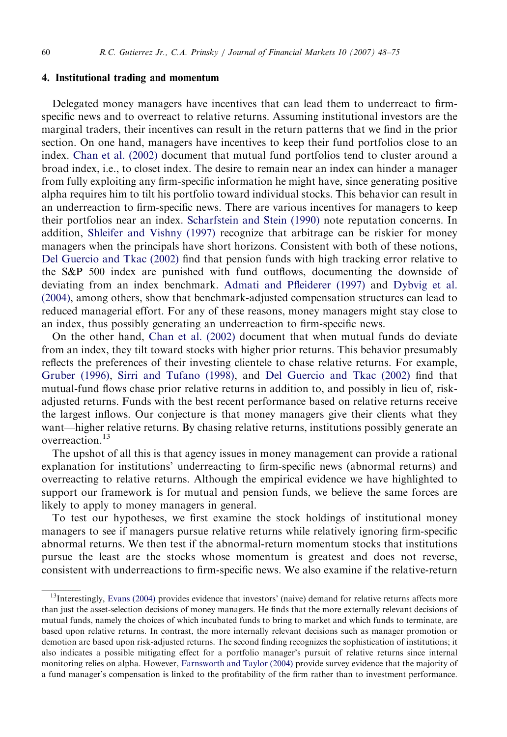## 4. Institutional trading and momentum

Delegated money managers have incentives that can lead them to underreact to firm-specific news and to overreact to relative returns. Assuming institutional investors are the marginal traders, their incentives can result in the return patterns that we find in the prior section. On one hand, managers have incentives to keep their fund portfolios close to an index. Chan et al. (2002) document that mutual fund portfolios tend to cluster around a broad index, i.e., to closet index. The desire to remain near an index can hinder a manager from fully exploiting any firm-specific information he might have, since generating positive alpha requires him to tilt his portfolio toward individual stocks. This behavior can result in an underreaction to firm-specific news. There are various incentives for managers to keep their portfolios near an index. Scharfstein and Stein (1990) note reputation concerns. In addition, Shleifer and Vishny (1997) recognize that arbitrage can be riskier for money managers when the principals have short horizons. Consistent with both of these notions, Del Guercio and Tkac (2002) find that pension funds with high tracking error relative to the S&P 500 index are punished with fund outflows, documenting the downside of deviating from an index benchmark. Admati and Pfleiderer (1997) and Dybvig et al. (2004), among others, show that benchmark-adjusted compensation structures can lead to reduced managerial effort. For any of these reasons, money managers might stay close to an index, thus possibly generating an underreaction to firm-specific news.

On the other hand, Chan et al. (2002) document that when mutual funds do deviate from an index, they tilt toward stocks with higher prior returns. This behavior presumably reflects the preferences of their investing clientele to chase relative returns. For example, Gruber (1996), Sirri and Tufano (1998), and Del Guercio and Tkac (2002) find that mutual-fund flows chase prior relative returns in addition to, and possibly in lieu of, risk-adjusted returns. Funds with the best recent performance based on relative returns receive the largest inflows. Our conjecture is that money managers give their clients what they want—higher relative returns. By chasing relative returns, institutions possibly generate an overreaction.[13]

The upshot of all this is that agency issues in money management can provide a rational explanation for institutions' underreacting to firm-specific news (abnormal returns) and overreacting to relative returns. Although the empirical evidence we have highlighted to support our framework is for mutual and pension funds, we believe the same forces are likely to apply to money managers in general.

To test our hypotheses, we first examine the stock holdings of institutional money managers to see if managers pursue relative returns while relatively ignoring firm-specific abnormal returns. We then test if the abnormal-return momentum stocks that institutions pursue the least are the stocks whose momentum is greatest and does not reverse, consistent with underreactions to firm-specific news. We also examine if the relative-return

---

[13] Interestingly, Evans (2004) provides evidence that investors' (naive) demand for relative returns affects more than just the asset-selection decisions of money managers. He finds that the more externally relevant decisions of mutual funds, namely the choices of which incubated funds to bring to market and which funds to terminate, are based upon relative returns. In contrast, the more internally relevant decisions such as manager promotion or demotion are based upon risk-adjusted returns. The second finding recognizes the sophistication of institutions; it also indicates a possible mitigating effect for a portfolio manager's pursuit of relative returns since internal monitoring relies on alpha. However, Farnsworth and Taylor (2004) provide survey evidence that the majority of a fund manager's compensation is linked to the profitability of the firm rather than to investment performance.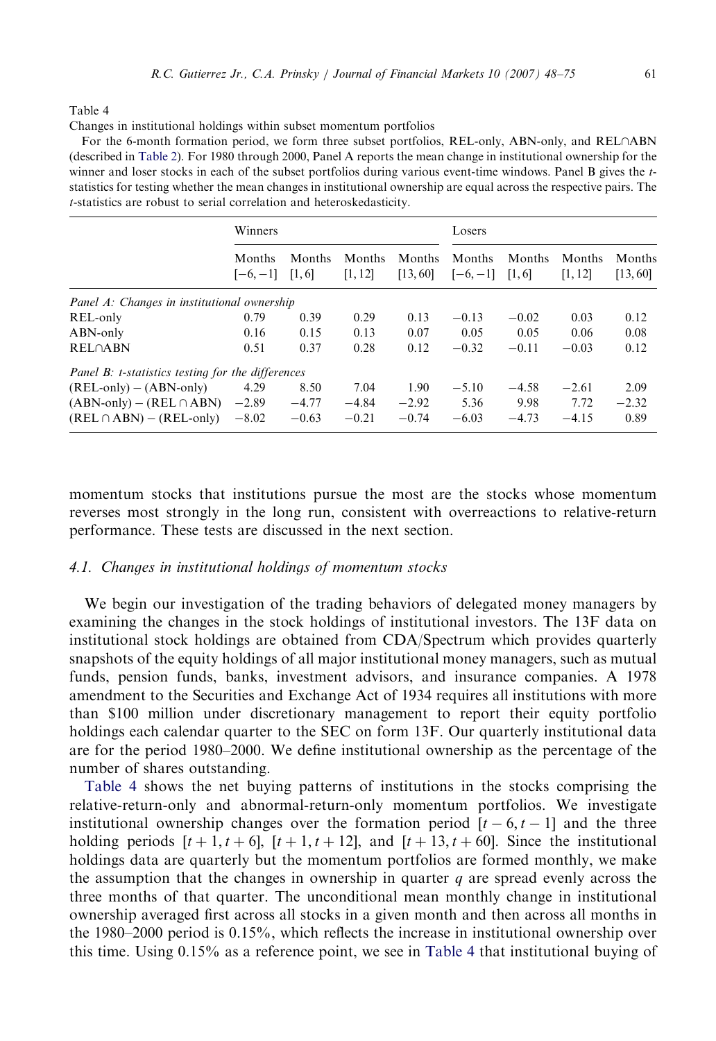Table 4

Changes in institutional holdings within subset momentum portfolios

For the 6-month formation period, we form three subset portfolios, REL-only, ABN-only, and REL∩ABN (described in Table 2). For 1980 through 2000, Panel A reports the mean change in institutional ownership for the winner and loser stocks in each of the subset portfolios during various event-time windows. Panel B gives the $t$-statistics for testing whether the mean changes in institutional ownership are equal across the respective pairs. The $t$-statistics are robust to serial correlation and heteroskedasticity.

| | Winners | | | | Losers | | | |
|---|---|---|---|---|---|---|---|---|
| | Months $[-6,-1]$ | Months $[1,6]$ | Months $[1,12]$ | Months $[13,60]$ | Months $[-6,-1]$ | Months $[1,6]$ | Months $[1,12]$ | Months $[13,60]$ |
| *Panel A: Changes in institutional ownership* | | | | | | | | |
| REL-only | 0.79 | 0.39 | 0.29 | 0.13 | −0.13 | −0.02 | 0.03 | 0.12 |
| ABN-only | 0.16 | 0.15 | 0.13 | 0.07 | 0.05 | 0.05 | 0.06 | 0.08 |
| REL∩ABN | 0.51 | 0.37 | 0.28 | 0.12 | −0.32 | −0.11 | −0.03 | 0.12 |
| *Panel B: t-statistics testing for the differences* | | | | | | | | |
| (REL-only) − (ABN-only) | 4.29 | 8.50 | 7.04 | 1.90 | −5.10 | −4.58 | −2.61 | 2.09 |
| (ABN-only) − (REL ∩ ABN) | −2.89 | −4.77 | −4.84 | −2.92 | 5.36 | 9.98 | 7.72 | −2.32 |
| (REL ∩ ABN) − (REL-only) | −8.02 | −0.63 | −0.21 | −0.74 | −6.03 | −4.73 | −4.15 | 0.89 |

momentum stocks that institutions pursue the most are the stocks whose momentum reverses most strongly in the long run, consistent with overreactions to relative-return performance. These tests are discussed in the next section.

### 4.1. Changes in institutional holdings of momentum stocks

We begin our investigation of the trading behaviors of delegated money managers by examining the changes in the stock holdings of institutional investors. The 13F data on institutional stock holdings are obtained from CDA/Spectrum which provides quarterly snapshots of the equity holdings of all major institutional money managers, such as mutual funds, pension funds, banks, investment advisors, and insurance companies. A 1978 amendment to the Securities and Exchange Act of 1934 requires all institutions with more than \$100 million under discretionary management to report their equity portfolio holdings each calendar quarter to the SEC on form 13F. Our quarterly institutional data are for the period 1980–2000. We define institutional ownership as the percentage of the number of shares outstanding.

Table 4 shows the net buying patterns of institutions in the stocks comprising the relative-return-only and abnormal-return-only momentum portfolios. We investigate institutional ownership changes over the formation period $[t-6, t-1]$ and the three holding periods $[t+1, t+6]$, $[t+1, t+12]$, and $[t+13, t+60]$. Since the institutional holdings data are quarterly but the momentum portfolios are formed monthly, we make the assumption that the changes in ownership in quarter $q$ are spread evenly across the three months of that quarter. The unconditional mean monthly change in institutional ownership averaged first across all stocks in a given month and then across all months in the 1980–2000 period is 0.15%, which reflects the increase in institutional ownership over this time. Using 0.15% as a reference point, we see in Table 4 that institutional buying of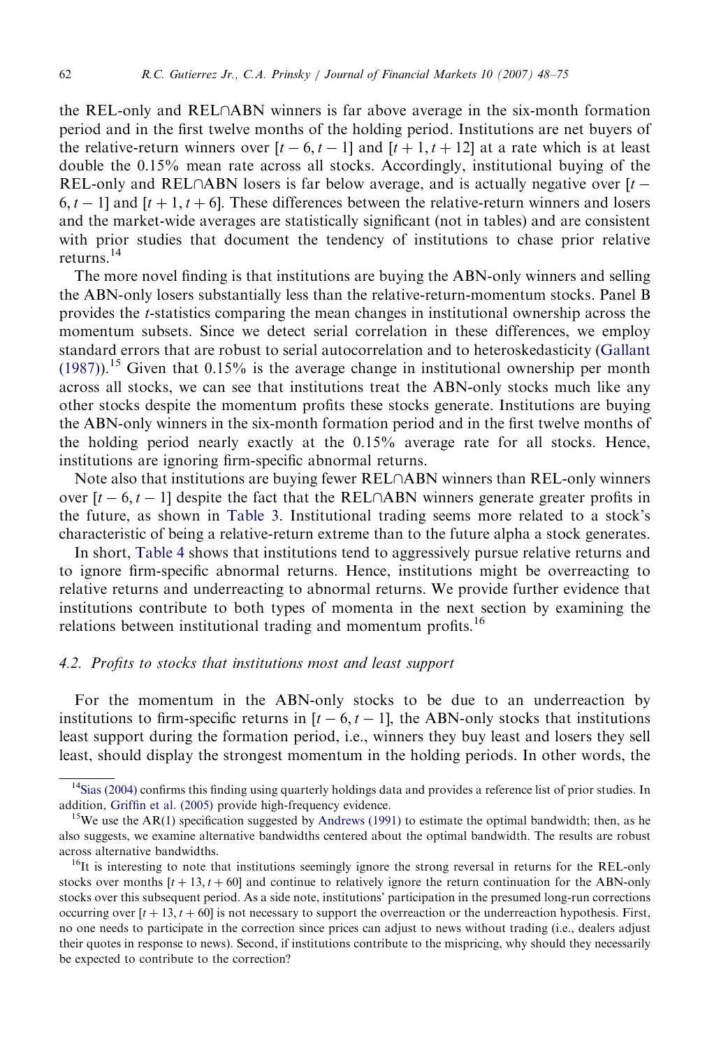the REL-only and REL∩ABN winners is far above average in the six-month formation period and in the first twelve months of the holding period. Institutions are net buyers of the relative-return winners over $[t-6, t-1]$ and $[t+1, t+12]$ at a rate which is at least double the 0.15% mean rate across all stocks. Accordingly, institutional buying of the REL-only and REL∩ABN losers is far below average, and is actually negative over $[t-6, t-1]$ and $[t+1, t+6]$. These differences between the relative-return winners and losers and the market-wide averages are statistically significant (not in tables) and are consistent with prior studies that document the tendency of institutions to chase prior relative returns.[14]

The more novel finding is that institutions are buying the ABN-only winners and selling the ABN-only losers substantially less than the relative-return-momentum stocks. Panel B provides the *t*-statistics comparing the mean changes in institutional ownership across the momentum subsets. Since we detect serial correlation in these differences, we employ standard errors that are robust to serial autocorrelation and to heteroskedasticity (Gallant (1987)).[15] Given that 0.15% is the average change in institutional ownership per month across all stocks, we can see that institutions treat the ABN-only stocks much like any other stocks despite the momentum profits these stocks generate. Institutions are buying the ABN-only winners in the six-month formation period and in the first twelve months of the holding period nearly exactly at the 0.15% average rate for all stocks. Hence, institutions are ignoring firm-specific abnormal returns.

Note also that institutions are buying fewer REL∩ABN winners than REL-only winners over $[t-6, t-1]$ despite the fact that the REL∩ABN winners generate greater profits in the future, as shown in Table 3. Institutional trading seems more related to a stock's characteristic of being a relative-return extreme than to the future alpha a stock generates.

In short, Table 4 shows that institutions tend to aggressively pursue relative returns and to ignore firm-specific abnormal returns. Hence, institutions might be overreacting to relative returns and underreacting to abnormal returns. We provide further evidence that institutions contribute to both types of momenta in the next section by examining the relations between institutional trading and momentum profits.[16]

### 4.2. Profits to stocks that institutions most and least support

For the momentum in the ABN-only stocks to be due to an underreaction by institutions to firm-specific returns in $[t-6, t-1]$, the ABN-only stocks that institutions least support during the formation period, i.e., winners they buy least and losers they sell least, should display the strongest momentum in the holding periods. In other words, the

---

[14] Sias (2004) confirms this finding using quarterly holdings data and provides a reference list of prior studies. In addition, Griffin et al. (2005) provide high-frequency evidence.

[15] We use the AR(1) specification suggested by Andrews (1991) to estimate the optimal bandwidth; then, as he also suggests, we examine alternative bandwidths centered about the optimal bandwidth. The results are robust across alternative bandwidths.

[16] It is interesting to note that institutions seemingly ignore the strong reversal in returns for the REL-only stocks over months $[t+13, t+60]$ and continue to relatively ignore the return continuation for the ABN-only stocks over this subsequent period. As a side note, institutions' participation in the presumed long-run corrections occurring over $[t+13, t+60]$ is not necessary to support the overreaction or the underreaction hypothesis. First, no one needs to participate in the correction since prices can adjust to news without trading (i.e., dealers adjust their quotes in response to news). Second, if institutions contribute to the mispricing, why should they necessarily be expected to contribute to the correction?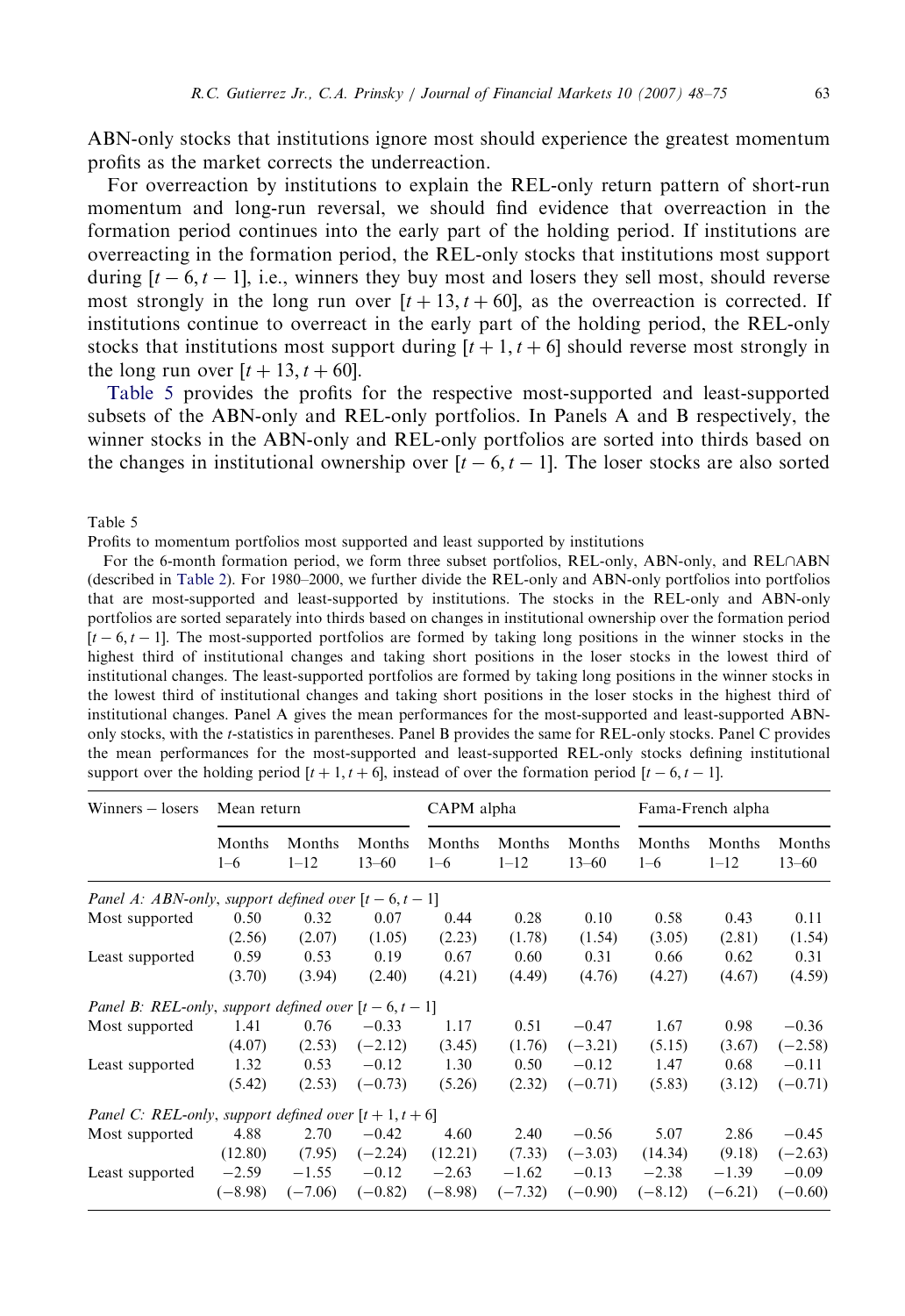ABN-only stocks that institutions ignore most should experience the greatest momentum profits as the market corrects the underreaction.

For overreaction by institutions to explain the REL-only return pattern of short-run momentum and long-run reversal, we should find evidence that overreaction in the formation period continues into the early part of the holding period. If institutions are overreacting in the formation period, the REL-only stocks that institutions most support during $[t-6, t-1]$, i.e., winners they buy most and losers they sell most, should reverse most strongly in the long run over $[t+13, t+60]$, as the overreaction is corrected. If institutions continue to overreact in the early part of the holding period, the REL-only stocks that institutions most support during $[t+1, t+6]$ should reverse most strongly in the long run over $[t+13, t+60]$.

Table 5 provides the profits for the respective most-supported and least-supported subsets of the ABN-only and REL-only portfolios. In Panels A and B respectively, the winner stocks in the ABN-only and REL-only portfolios are sorted into thirds based on the changes in institutional ownership over $[t-6, t-1]$. The loser stocks are also sorted

Table 5

Profits to momentum portfolios most supported and least supported by institutions

For the 6-month formation period, we form three subset portfolios, REL-only, ABN-only, and REL∩ABN (described in Table 2). For 1980–2000, we further divide the REL-only and ABN-only portfolios into portfolios that are most-supported and least-supported by institutions. The stocks in the REL-only and ABN-only portfolios are sorted separately into thirds based on changes in institutional ownership over the formation period $[t-6, t-1]$. The most-supported portfolios are formed by taking long positions in the winner stocks in the highest third of institutional changes and taking short positions in the loser stocks in the lowest third of institutional changes. The least-supported portfolios are formed by taking long positions in the winner stocks in the lowest third of institutional changes and taking short positions in the loser stocks in the highest third of institutional changes. Panel A gives the mean performances for the most-supported and least-supported ABN-only stocks, with the $t$-statistics in parentheses. Panel B provides the same for REL-only stocks. Panel C provides the mean performances for the most-supported and least-supported REL-only stocks defining institutional support over the holding period $[t+1, t+6]$, instead of over the formation period $[t-6, t-1]$.

| Winners − losers | Mean return | | | CAPM alpha | | | Fama-French alpha | | |
|---|---|---|---|---|---|---|---|---|---|
| | Months 1–6 | Months 1–12 | Months 13–60 | Months 1–6 | Months 1–12 | Months 13–60 | Months 1–6 | Months 1–12 | Months 13–60 |
| *Panel A: ABN-only, support defined over $[t-6, t-1]$* | | | | | | | | | |
| Most supported | 0.50 | 0.32 | 0.07 | 0.44 | 0.28 | 0.10 | 0.58 | 0.43 | 0.11 |
| | (2.56) | (2.07) | (1.05) | (2.23) | (1.78) | (1.54) | (3.05) | (2.81) | (1.54) |
| Least supported | 0.59 | 0.53 | 0.19 | 0.67 | 0.60 | 0.31 | 0.66 | 0.62 | 0.31 |
| | (3.70) | (3.94) | (2.40) | (4.21) | (4.49) | (4.76) | (4.27) | (4.67) | (4.59) |
| *Panel B: REL-only, support defined over $[t-6, t-1]$* | | | | | | | | | |
| Most supported | 1.41 | 0.76 | −0.33 | 1.17 | 0.51 | −0.47 | 1.67 | 0.98 | −0.36 |
| | (4.07) | (2.53) | (−2.12) | (3.45) | (1.76) | (−3.21) | (5.15) | (3.67) | (−2.58) |
| Least supported | 1.32 | 0.53 | −0.12 | 1.30 | 0.50 | −0.12 | 1.47 | 0.68 | −0.11 |
| | (5.42) | (2.53) | (−0.73) | (5.26) | (2.32) | (−0.71) | (5.83) | (3.12) | (−0.71) |
| *Panel C: REL-only, support defined over $[t+1, t+6]$* | | | | | | | | | |
| Most supported | 4.88 | 2.70 | −0.42 | 4.60 | 2.40 | −0.56 | 5.07 | 2.86 | −0.45 |
| | (12.80) | (7.95) | (−2.24) | (12.21) | (7.33) | (−3.03) | (14.34) | (9.18) | (−2.63) |
| Least supported | −2.59 | −1.55 | −0.12 | −2.63 | −1.62 | −0.13 | −2.38 | −1.39 | −0.09 |
| | (−8.98) | (−7.06) | (−0.82) | (−8.98) | (−7.32) | (−0.90) | (−8.12) | (−6.21) | (−0.60) |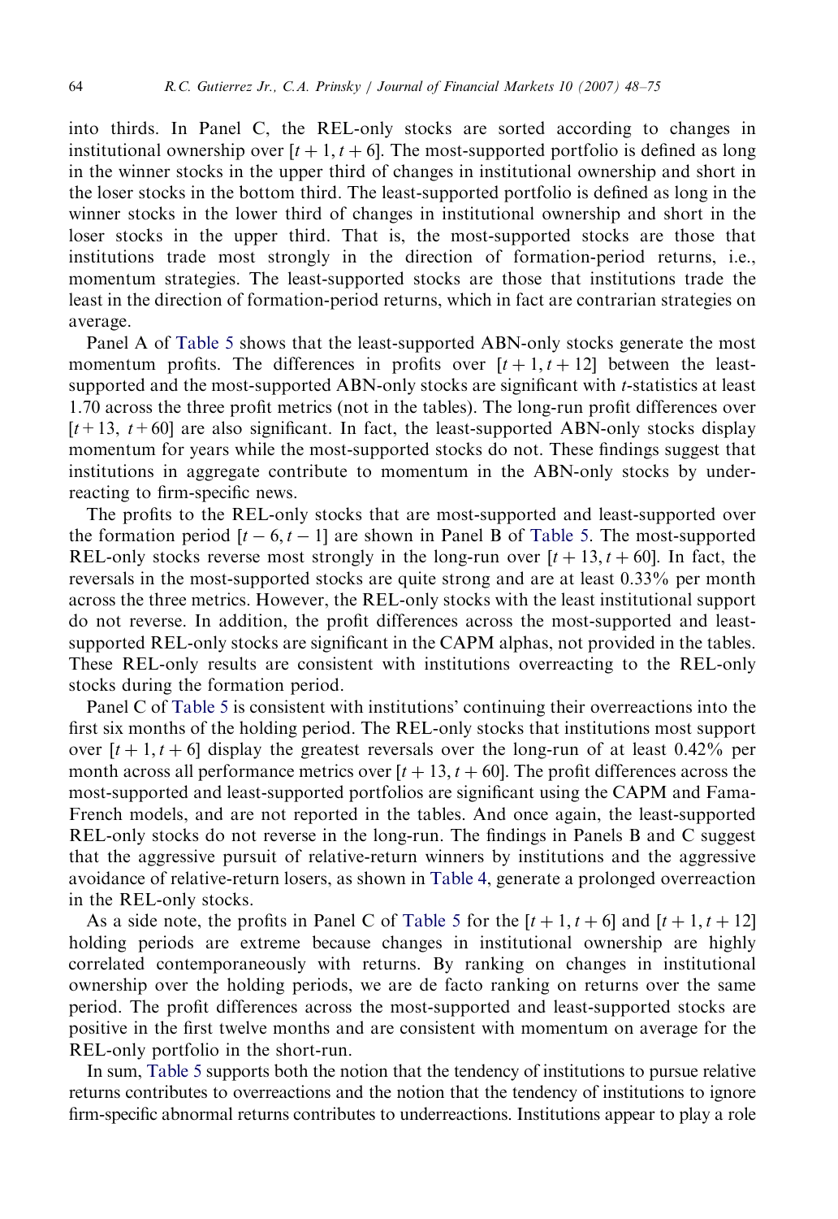into thirds. In Panel C, the REL-only stocks are sorted according to changes in institutional ownership over $[t+1, t+6]$. The most-supported portfolio is defined as long in the winner stocks in the upper third of changes in institutional ownership and short in the loser stocks in the bottom third. The least-supported portfolio is defined as long in the winner stocks in the lower third of changes in institutional ownership and short in the loser stocks in the upper third. That is, the most-supported stocks are those that institutions trade most strongly in the direction of formation-period returns, i.e., momentum strategies. The least-supported stocks are those that institutions trade the least in the direction of formation-period returns, which in fact are contrarian strategies on average.

Panel A of Table 5 shows that the least-supported ABN-only stocks generate the most momentum profits. The differences in profits over $[t+1, t+12]$ between the least-supported and the most-supported ABN-only stocks are significant with $t$-statistics at least 1.70 across the three profit metrics (not in the tables). The long-run profit differences over $[t+13, t+60]$ are also significant. In fact, the least-supported ABN-only stocks display momentum for years while the most-supported stocks do not. These findings suggest that institutions in aggregate contribute to momentum in the ABN-only stocks by underreacting to firm-specific news.

The profits to the REL-only stocks that are most-supported and least-supported over the formation period $[t-6, t-1]$ are shown in Panel B of Table 5. The most-supported REL-only stocks reverse most strongly in the long-run over $[t+13, t+60]$. In fact, the reversals in the most-supported stocks are quite strong and are at least 0.33% per month across the three metrics. However, the REL-only stocks with the least institutional support do not reverse. In addition, the profit differences across the most-supported and least-supported REL-only stocks are significant in the CAPM alphas, not provided in the tables. These REL-only results are consistent with institutions overreacting to the REL-only stocks during the formation period.

Panel C of Table 5 is consistent with institutions' continuing their overreactions into the first six months of the holding period. The REL-only stocks that institutions most support over $[t+1, t+6]$ display the greatest reversals over the long-run of at least 0.42% per month across all performance metrics over $[t+13, t+60]$. The profit differences across the most-supported and least-supported portfolios are significant using the CAPM and Fama-French models, and are not reported in the tables. And once again, the least-supported REL-only stocks do not reverse in the long-run. The findings in Panels B and C suggest that the aggressive pursuit of relative-return winners by institutions and the aggressive avoidance of relative-return losers, as shown in Table 4, generate a prolonged overreaction in the REL-only stocks.

As a side note, the profits in Panel C of Table 5 for the $[t+1, t+6]$ and $[t+1, t+12]$ holding periods are extreme because changes in institutional ownership are highly correlated contemporaneously with returns. By ranking on changes in institutional ownership over the holding periods, we are de facto ranking on returns over the same period. The profit differences across the most-supported and least-supported stocks are positive in the first twelve months and are consistent with momentum on average for the REL-only portfolio in the short-run.

In sum, Table 5 supports both the notion that the tendency of institutions to pursue relative returns contributes to overreactions and the notion that the tendency of institutions to ignore firm-specific abnormal returns contributes to underreactions. Institutions appear to play a role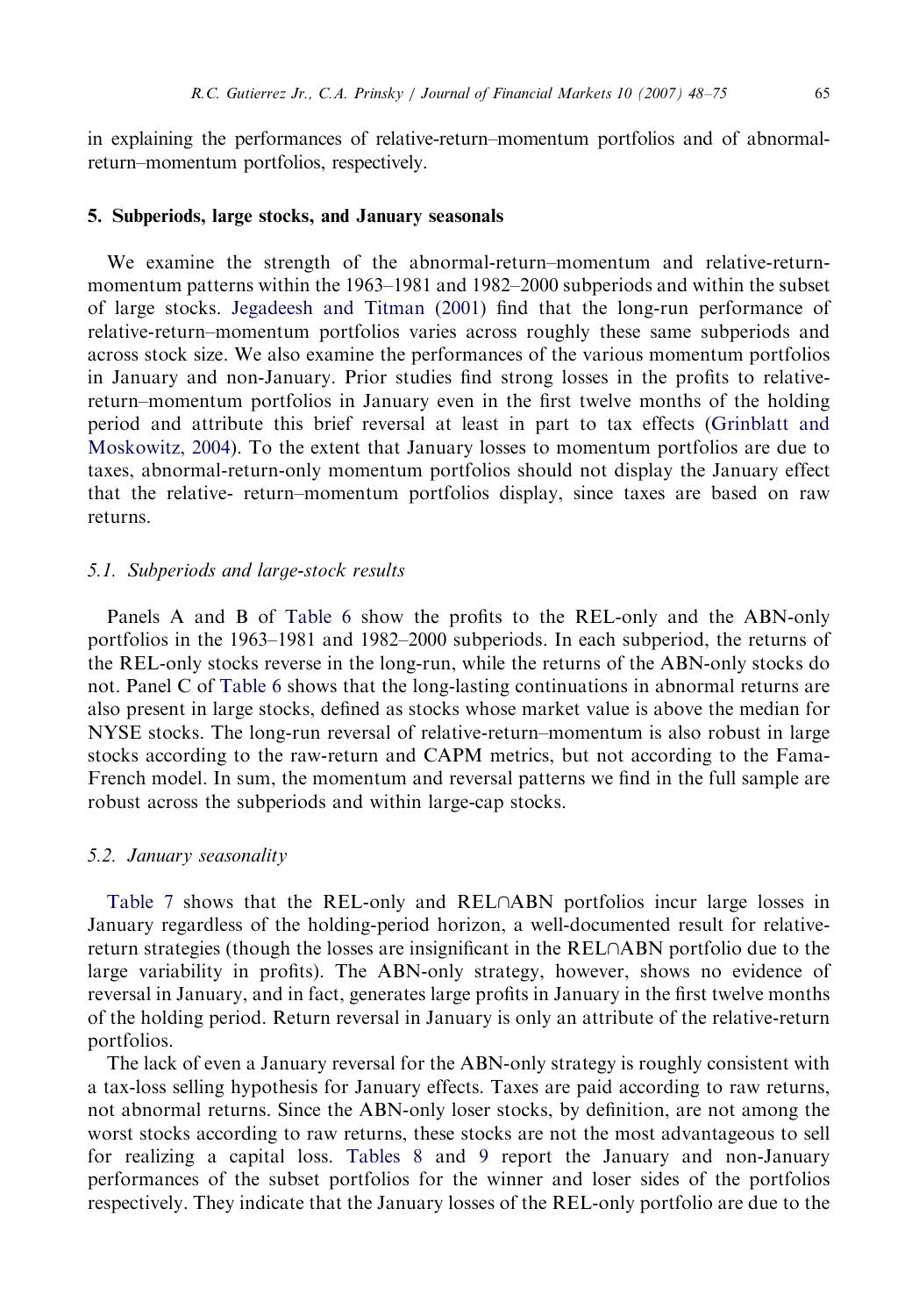in explaining the performances of relative-return–momentum portfolios and of abnormal-return–momentum portfolios, respectively.

## 5. Subperiods, large stocks, and January seasonals

We examine the strength of the abnormal-return–momentum and relative-return-momentum patterns within the 1963–1981 and 1982–2000 subperiods and within the subset of large stocks. Jegadeesh and Titman (2001) find that the long-run performance of relative-return–momentum portfolios varies across roughly these same subperiods and across stock size. We also examine the performances of the various momentum portfolios in January and non-January. Prior studies find strong losses in the profits to relative-return–momentum portfolios in January even in the first twelve months of the holding period and attribute this brief reversal at least in part to tax effects (Grinblatt and Moskowitz, 2004). To the extent that January losses to momentum portfolios are due to taxes, abnormal-return-only momentum portfolios should not display the January effect that the relative- return–momentum portfolios display, since taxes are based on raw returns.

### *5.1. Subperiods and large-stock results*

Panels A and B of Table 6 show the profits to the REL-only and the ABN-only portfolios in the 1963–1981 and 1982–2000 subperiods. In each subperiod, the returns of the REL-only stocks reverse in the long-run, while the returns of the ABN-only stocks do not. Panel C of Table 6 shows that the long-lasting continuations in abnormal returns are also present in large stocks, defined as stocks whose market value is above the median for NYSE stocks. The long-run reversal of relative-return–momentum is also robust in large stocks according to the raw-return and CAPM metrics, but not according to the Fama-French model. In sum, the momentum and reversal patterns we find in the full sample are robust across the subperiods and within large-cap stocks.

### *5.2. January seasonality*

Table 7 shows that the REL-only and REL∩ABN portfolios incur large losses in January regardless of the holding-period horizon, a well-documented result for relative-return strategies (though the losses are insignificant in the REL∩ABN portfolio due to the large variability in profits). The ABN-only strategy, however, shows no evidence of reversal in January, and in fact, generates large profits in January in the first twelve months of the holding period. Return reversal in January is only an attribute of the relative-return portfolios.

The lack of even a January reversal for the ABN-only strategy is roughly consistent with a tax-loss selling hypothesis for January effects. Taxes are paid according to raw returns, not abnormal returns. Since the ABN-only loser stocks, by definition, are not among the worst stocks according to raw returns, these stocks are not the most advantageous to sell for realizing a capital loss. Tables 8 and 9 report the January and non-January performances of the subset portfolios for the winner and loser sides of the portfolios respectively. They indicate that the January losses of the REL-only portfolio are due to the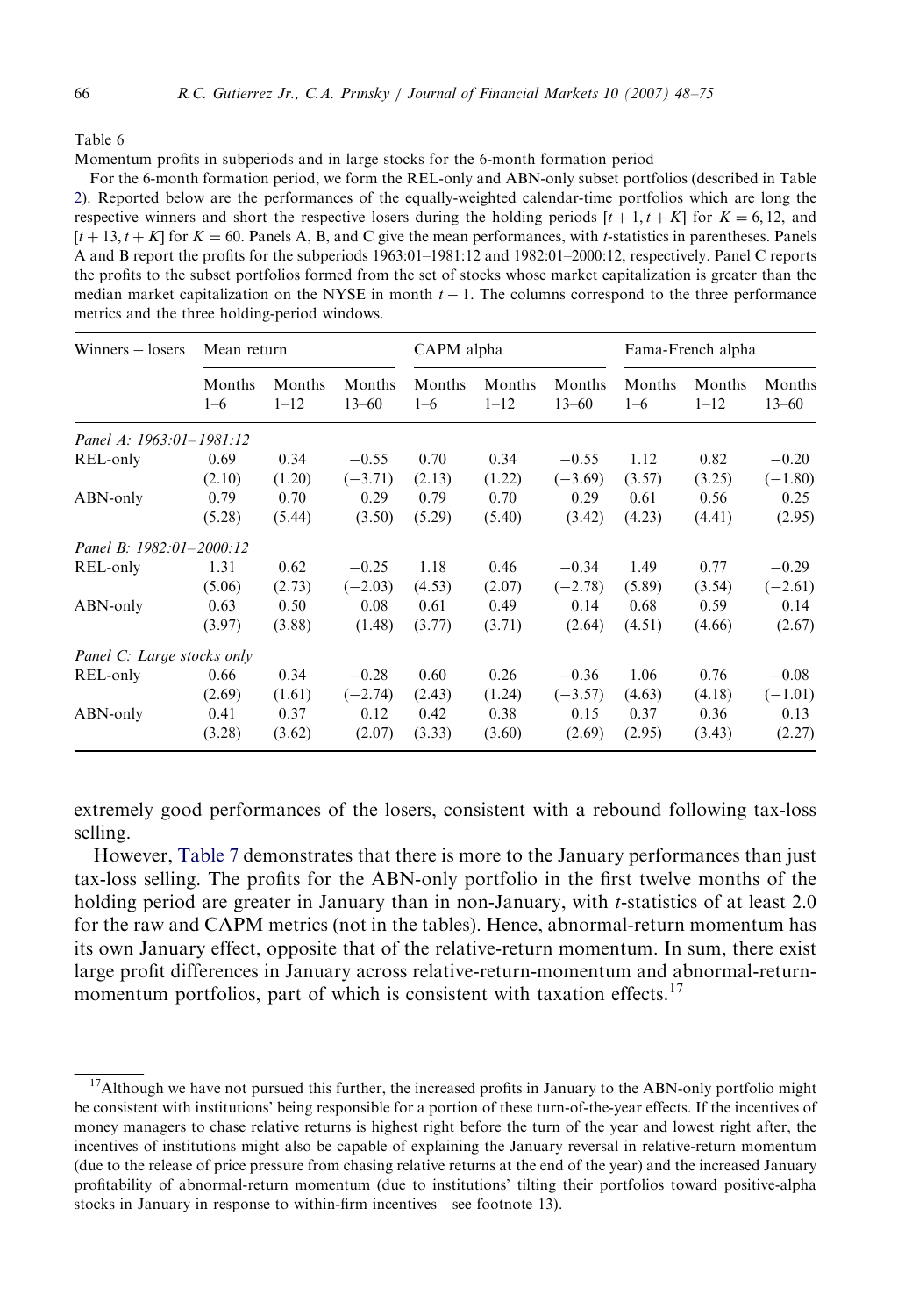Table 6

Momentum profits in subperiods and in large stocks for the 6-month formation period

For the 6-month formation period, we form the REL-only and ABN-only subset portfolios (described in Table 2). Reported below are the performances of the equally-weighted calendar-time portfolios which are long the respective winners and short the respective losers during the holding periods $[t+1, t+K]$ for $K = 6, 12$, and $[t+13, t+K]$ for $K = 60$. Panels A, B, and C give the mean performances, with $t$-statistics in parentheses. Panels A and B report the profits for the subperiods 1963:01–1981:12 and 1982:01–2000:12, respectively. Panel C reports the profits to the subset portfolios formed from the set of stocks whose market capitalization is greater than the median market capitalization on the NYSE in month $t-1$. The columns correspond to the three performance metrics and the three holding-period windows.

| Winners − losers | Mean return | | | CAPM alpha | | | Fama-French alpha | | |
|---|---|---|---|---|---|---|---|---|---|
| | Months 1–6 | Months 1–12 | Months 13–60 | Months 1–6 | Months 1–12 | Months 13–60 | Months 1–6 | Months 1–12 | Months 13–60 |
| *Panel A: 1963:01–1981:12* | | | | | | | | | |
| REL-only | 0.69 | 0.34 | −0.55 | 0.70 | 0.34 | −0.55 | 1.12 | 0.82 | −0.20 |
| | (2.10) | (1.20) | (−3.71) | (2.13) | (1.22) | (−3.69) | (3.57) | (3.25) | (−1.80) |
| ABN-only | 0.79 | 0.70 | 0.29 | 0.79 | 0.70 | 0.29 | 0.61 | 0.56 | 0.25 |
| | (5.28) | (5.44) | (3.50) | (5.29) | (5.40) | (3.42) | (4.23) | (4.41) | (2.95) |
| *Panel B: 1982:01–2000:12* | | | | | | | | | |
| REL-only | 1.31 | 0.62 | −0.25 | 1.18 | 0.46 | −0.34 | 1.49 | 0.77 | −0.29 |
| | (5.06) | (2.73) | (−2.03) | (4.53) | (2.07) | (−2.78) | (5.89) | (3.54) | (−2.61) |
| ABN-only | 0.63 | 0.50 | 0.08 | 0.61 | 0.49 | 0.14 | 0.68 | 0.59 | 0.14 |
| | (3.97) | (3.88) | (1.48) | (3.77) | (3.71) | (2.64) | (4.51) | (4.66) | (2.67) |
| *Panel C: Large stocks only* | | | | | | | | | |
| REL-only | 0.66 | 0.34 | −0.28 | 0.60 | 0.26 | −0.36 | 1.06 | 0.76 | −0.08 |
| | (2.69) | (1.61) | (−2.74) | (2.43) | (1.24) | (−3.57) | (4.63) | (4.18) | (−1.01) |
| ABN-only | 0.41 | 0.37 | 0.12 | 0.42 | 0.38 | 0.15 | 0.37 | 0.36 | 0.13 |
| | (3.28) | (3.62) | (2.07) | (3.33) | (3.60) | (2.69) | (2.95) | (3.43) | (2.27) |

extremely good performances of the losers, consistent with a rebound following tax-loss selling.

However, Table 7 demonstrates that there is more to the January performances than just tax-loss selling. The profits for the ABN-only portfolio in the first twelve months of the holding period are greater in January than in non-January, with $t$-statistics of at least 2.0 for the raw and CAPM metrics (not in the tables). Hence, abnormal-return momentum has its own January effect, opposite that of the relative-return momentum. In sum, there exist large profit differences in January across relative-return-momentum and abnormal-return-momentum portfolios, part of which is consistent with taxation effects.[17]

[17] Although we have not pursued this further, the increased profits in January to the ABN-only portfolio might be consistent with institutions' being responsible for a portion of these turn-of-the-year effects. If the incentives of money managers to chase relative returns is highest right before the turn of the year and lowest right after, the incentives of institutions might also be capable of explaining the January reversal in relative-return momentum (due to the release of price pressure from chasing relative returns at the end of the year) and the increased January profitability of abnormal-return momentum (due to institutions' tilting their portfolios toward positive-alpha stocks in January in response to within-firm incentives—see footnote 13).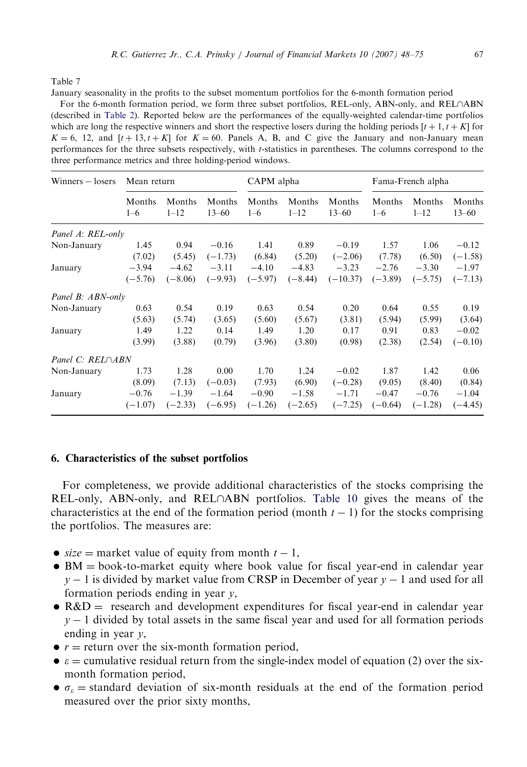Table 7

January seasonality in the profits to the subset momentum portfolios for the 6-month formation period

For the 6-month formation period, we form three subset portfolios, REL-only, ABN-only, and REL∩ABN (described in Table 2). Reported below are the performances of the equally-weighted calendar-time portfolios which are long the respective winners and short the respective losers during the holding periods $[t+1, t+K]$ for $K = 6$, 12, and $[t+13, t+K]$ for $K = 60$. Panels A, B, and C give the January and non-January mean performances for the three subsets respectively, with $t$-statistics in parentheses. The columns correspond to the three performance metrics and three holding-period windows.

| Winners − losers | Mean return | | | CAPM alpha | | | Fama-French alpha | | |
|---|---|---|---|---|---|---|---|---|---|
| | Months 1–6 | Months 1–12 | Months 13–60 | Months 1–6 | Months 1–12 | Months 13–60 | Months 1–6 | Months 1–12 | Months 13–60 |
| *Panel A: REL-only* | | | | | | | | | |
| Non-January | 1.45 | 0.94 | −0.16 | 1.41 | 0.89 | −0.19 | 1.57 | 1.06 | −0.12 |
| | (7.02) | (5.45) | (−1.73) | (6.84) | (5.20) | (−2.06) | (7.78) | (6.50) | (−1.58) |
| January | −3.94 | −4.62 | −3.11 | −4.10 | −4.83 | −3.23 | −2.76 | −3.30 | −1.97 |
| | (−5.76) | (−8.06) | (−9.93) | (−5.97) | (−8.44) | (−10.37) | (−3.89) | (−5.75) | (−7.13) |
| *Panel B: ABN-only* | | | | | | | | | |
| Non-January | 0.63 | 0.54 | 0.19 | 0.63 | 0.54 | 0.20 | 0.64 | 0.55 | 0.19 |
| | (5.63) | (5.74) | (3.65) | (5.60) | (5.67) | (3.81) | (5.94) | (5.99) | (3.64) |
| January | 1.49 | 1.22 | 0.14 | 1.49 | 1.20 | 0.17 | 0.91 | 0.83 | −0.02 |
| | (3.99) | (3.88) | (0.79) | (3.96) | (3.80) | (0.98) | (2.38) | (2.54) | (−0.10) |
| *Panel C: REL∩ABN* | | | | | | | | | |
| Non-January | 1.73 | 1.28 | 0.00 | 1.70 | 1.24 | −0.02 | 1.87 | 1.42 | 0.06 |
| | (8.09) | (7.13) | (−0.03) | (7.93) | (6.90) | (−0.28) | (9.05) | (8.40) | (0.84) |
| January | −0.76 | −1.39 | −1.64 | −0.90 | −1.58 | −1.71 | −0.47 | −0.76 | −1.04 |
| | (−1.07) | (−2.33) | (−6.95) | (−1.26) | (−2.65) | (−7.25) | (−0.64) | (−1.28) | (−4.45) |

## 6. Characteristics of the subset portfolios

For completeness, we provide additional characteristics of the stocks comprising the REL-only, ABN-only, and REL∩ABN portfolios. Table 10 gives the means of the characteristics at the end of the formation period (month $t-1$) for the stocks comprising the portfolios. The measures are:

- *size* = market value of equity from month $t-1$,
- BM = book-to-market equity where book value for fiscal year-end in calendar year $y-1$ is divided by market value from CRSP in December of year $y-1$ and used for all formation periods ending in year $y$,
- R&D = research and development expenditures for fiscal year-end in calendar year $y-1$ divided by total assets in the same fiscal year and used for all formation periods ending in year $y$,
- $r$ = return over the six-month formation period,
- $\varepsilon$ = cumulative residual return from the single-index model of equation (2) over the six-month formation period,
- $\sigma_{\varepsilon}$ = standard deviation of six-month residuals at the end of the formation period measured over the prior sixty months,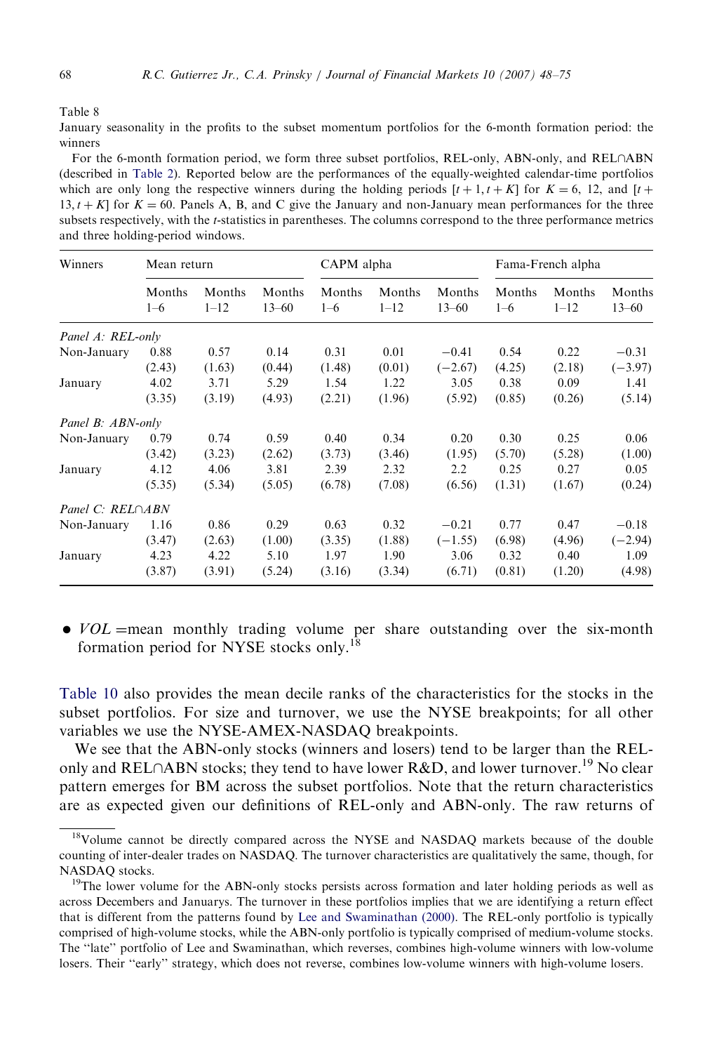Table 8

January seasonality in the profits to the subset momentum portfolios for the 6-month formation period: the winners

For the 6-month formation period, we form three subset portfolios, REL-only, ABN-only, and REL∩ABN (described in Table 2). Reported below are the performances of the equally-weighted calendar-time portfolios which are only long the respective winners during the holding periods $[t+1, t+K]$ for $K = 6$, 12, and $[t+13, t+K]$ for $K = 60$. Panels A, B, and C give the January and non-January mean performances for the three subsets respectively, with the $t$-statistics in parentheses. The columns correspond to the three performance metrics and three holding-period windows.

| Winners | Mean return | | | CAPM alpha | | | Fama-French alpha | | |
|---|---|---|---|---|---|---|---|---|---|
| | Months 1–6 | Months 1–12 | Months 13–60 | Months 1–6 | Months 1–12 | Months 13–60 | Months 1–6 | Months 1–12 | Months 13–60 |
| *Panel A: REL-only* | | | | | | | | | |
| Non-January | 0.88 | 0.57 | 0.14 | 0.31 | 0.01 | −0.41 | 0.54 | 0.22 | −0.31 |
| | (2.43) | (1.63) | (0.44) | (1.48) | (0.01) | (−2.67) | (4.25) | (2.18) | (−3.97) |
| January | 4.02 | 3.71 | 5.29 | 1.54 | 1.22 | 3.05 | 0.38 | 0.09 | 1.41 |
| | (3.35) | (3.19) | (4.93) | (2.21) | (1.96) | (5.92) | (0.85) | (0.26) | (5.14) |
| *Panel B: ABN-only* | | | | | | | | | |
| Non-January | 0.79 | 0.74 | 0.59 | 0.40 | 0.34 | 0.20 | 0.30 | 0.25 | 0.06 |
| | (3.42) | (3.23) | (2.62) | (3.73) | (3.46) | (1.95) | (5.70) | (5.28) | (1.00) |
| January | 4.12 | 4.06 | 3.81 | 2.39 | 2.32 | 2.2 | 0.25 | 0.27 | 0.05 |
| | (5.35) | (5.34) | (5.05) | (6.78) | (7.08) | (6.56) | (1.31) | (1.67) | (0.24) |
| *Panel C: REL∩ABN* | | | | | | | | | |
| Non-January | 1.16 | 0.86 | 0.29 | 0.63 | 0.32 | −0.21 | 0.77 | 0.47 | −0.18 |
| | (3.47) | (2.63) | (1.00) | (3.35) | (1.88) | (−1.55) | (6.98) | (4.96) | (−2.94) |
| January | 4.23 | 4.22 | 5.10 | 1.97 | 1.90 | 3.06 | 0.32 | 0.40 | 1.09 |
| | (3.87) | (3.91) | (5.24) | (3.16) | (3.34) | (6.71) | (0.81) | (1.20) | (4.98) |

- $VOL$ = mean monthly trading volume per share outstanding over the six-month formation period for NYSE stocks only.[18]

Table 10 also provides the mean decile ranks of the characteristics for the stocks in the subset portfolios. For size and turnover, we use the NYSE breakpoints; for all other variables we use the NYSE-AMEX-NASDAQ breakpoints.

We see that the ABN-only stocks (winners and losers) tend to be larger than the REL-only and REL∩ABN stocks; they tend to have lower R&D, and lower turnover.[19] No clear pattern emerges for BM across the subset portfolios. Note that the return characteristics are as expected given our definitions of REL-only and ABN-only. The raw returns of

[18] Volume cannot be directly compared across the NYSE and NASDAQ markets because of the double counting of inter-dealer trades on NASDAQ. The turnover characteristics are qualitatively the same, though, for NASDAQ stocks.

[19] The lower volume for the ABN-only stocks persists across formation and later holding periods as well as across Decembers and Januarys. The turnover in these portfolios implies that we are identifying a return effect that is different from the patterns found by Lee and Swaminathan (2000). The REL-only portfolio is typically comprised of high-volume stocks, while the ABN-only portfolio is typically comprised of medium-volume stocks. The "late" portfolio of Lee and Swaminathan, which reverses, combines high-volume winners with low-volume losers. Their "early" strategy, which does not reverse, combines low-volume winners with high-volume losers.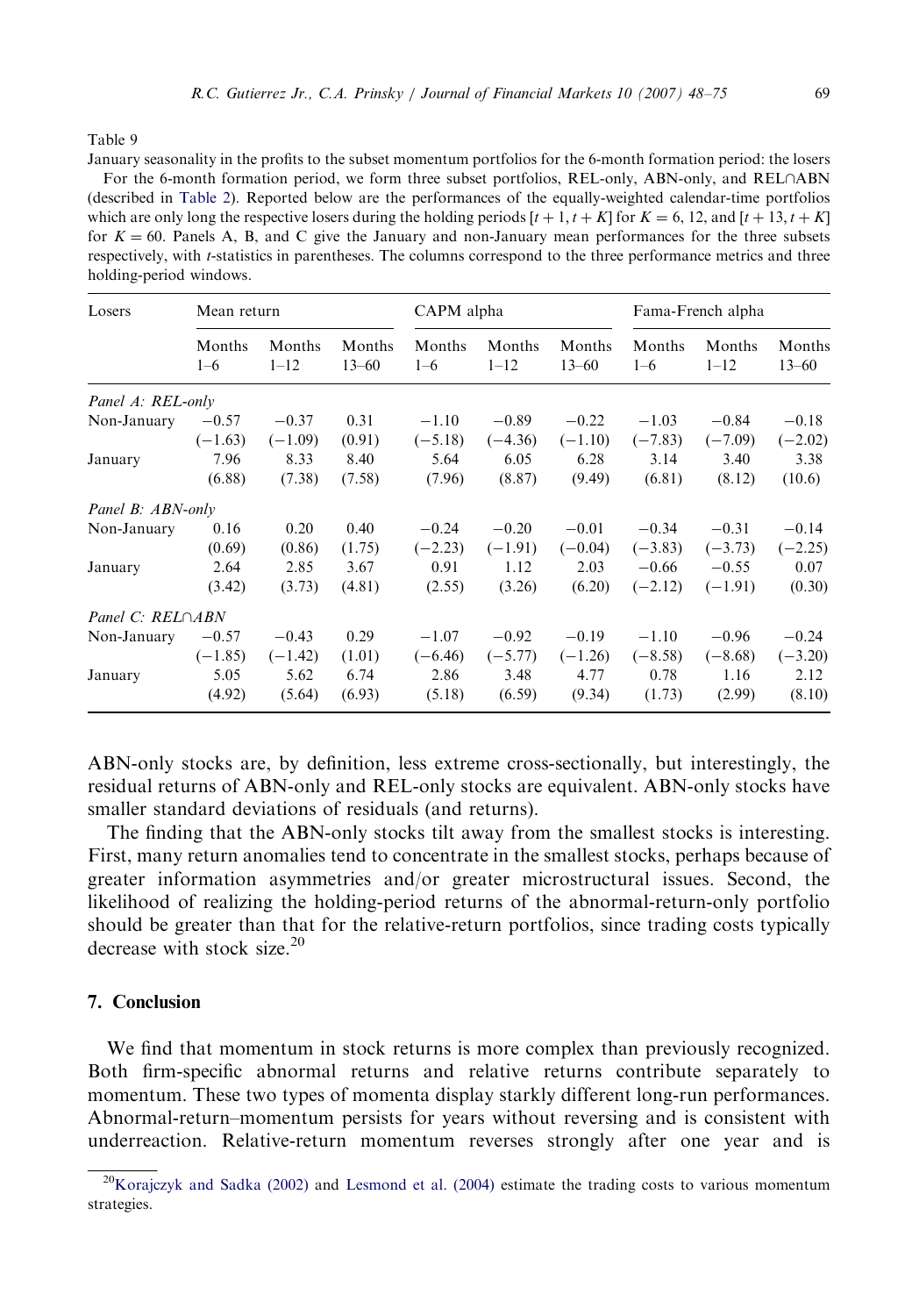Table 9

January seasonality in the profits to the subset momentum portfolios for the 6-month formation period: the losers

For the 6-month formation period, we form three subset portfolios, REL-only, ABN-only, and REL∩ABN (described in Table 2). Reported below are the performances of the equally-weighted calendar-time portfolios which are only long the respective losers during the holding periods $[t+1, t+K]$ for $K = 6$, 12, and $[t+13, t+K]$ for $K = 60$. Panels A, B, and C give the January and non-January mean performances for the three subsets respectively, with *t*-statistics in parentheses. The columns correspond to the three performance metrics and three holding-period windows.

| Losers | Mean return | | | CAPM alpha | | | Fama-French alpha | | |
|---|---|---|---|---|---|---|---|---|---|
| | Months 1–6 | Months 1–12 | Months 13–60 | Months 1–6 | Months 1–12 | Months 13–60 | Months 1–6 | Months 1–12 | Months 13–60 |
| *Panel A: REL-only* | | | | | | | | | |
| Non-January | −0.57 | −0.37 | 0.31 | −1.10 | −0.89 | −0.22 | −1.03 | −0.84 | −0.18 |
| | (−1.63) | (−1.09) | (0.91) | (−5.18) | (−4.36) | (−1.10) | (−7.83) | (−7.09) | (−2.02) |
| January | 7.96 | 8.33 | 8.40 | 5.64 | 6.05 | 6.28 | 3.14 | 3.40 | 3.38 |
| | (6.88) | (7.38) | (7.58) | (7.96) | (8.87) | (9.49) | (6.81) | (8.12) | (10.6) |
| *Panel B: ABN-only* | | | | | | | | | |
| Non-January | 0.16 | 0.20 | 0.40 | −0.24 | −0.20 | −0.01 | −0.34 | −0.31 | −0.14 |
| | (0.69) | (0.86) | (1.75) | (−2.23) | (−1.91) | (−0.04) | (−3.83) | (−3.73) | (−2.25) |
| January | 2.64 | 2.85 | 3.67 | 0.91 | 1.12 | 2.03 | −0.66 | −0.55 | 0.07 |
| | (3.42) | (3.73) | (4.81) | (2.55) | (3.26) | (6.20) | (−2.12) | (−1.91) | (0.30) |
| *Panel C: REL∩ABN* | | | | | | | | | |
| Non-January | −0.57 | −0.43 | 0.29 | −1.07 | −0.92 | −0.19 | −1.10 | −0.96 | −0.24 |
| | (−1.85) | (−1.42) | (1.01) | (−6.46) | (−5.77) | (−1.26) | (−8.58) | (−8.68) | (−3.20) |
| January | 5.05 | 5.62 | 6.74 | 2.86 | 3.48 | 4.77 | 0.78 | 1.16 | 2.12 |
| | (4.92) | (5.64) | (6.93) | (5.18) | (6.59) | (9.34) | (1.73) | (2.99) | (8.10) |

ABN-only stocks are, by definition, less extreme cross-sectionally, but interestingly, the residual returns of ABN-only and REL-only stocks are equivalent. ABN-only stocks have smaller standard deviations of residuals (and returns).

The finding that the ABN-only stocks tilt away from the smallest stocks is interesting. First, many return anomalies tend to concentrate in the smallest stocks, perhaps because of greater information asymmetries and/or greater microstructural issues. Second, the likelihood of realizing the holding-period returns of the abnormal-return-only portfolio should be greater than that for the relative-return portfolios, since trading costs typically decrease with stock size.[20]

## 7. Conclusion

We find that momentum in stock returns is more complex than previously recognized. Both firm-specific abnormal returns and relative returns contribute separately to momentum. These two types of momenta display starkly different long-run performances. Abnormal-return–momentum persists for years without reversing and is consistent with underreaction. Relative-return momentum reverses strongly after one year and is

[20] Korajczyk and Sadka (2002) and Lesmond et al. (2004) estimate the trading costs to various momentum strategies.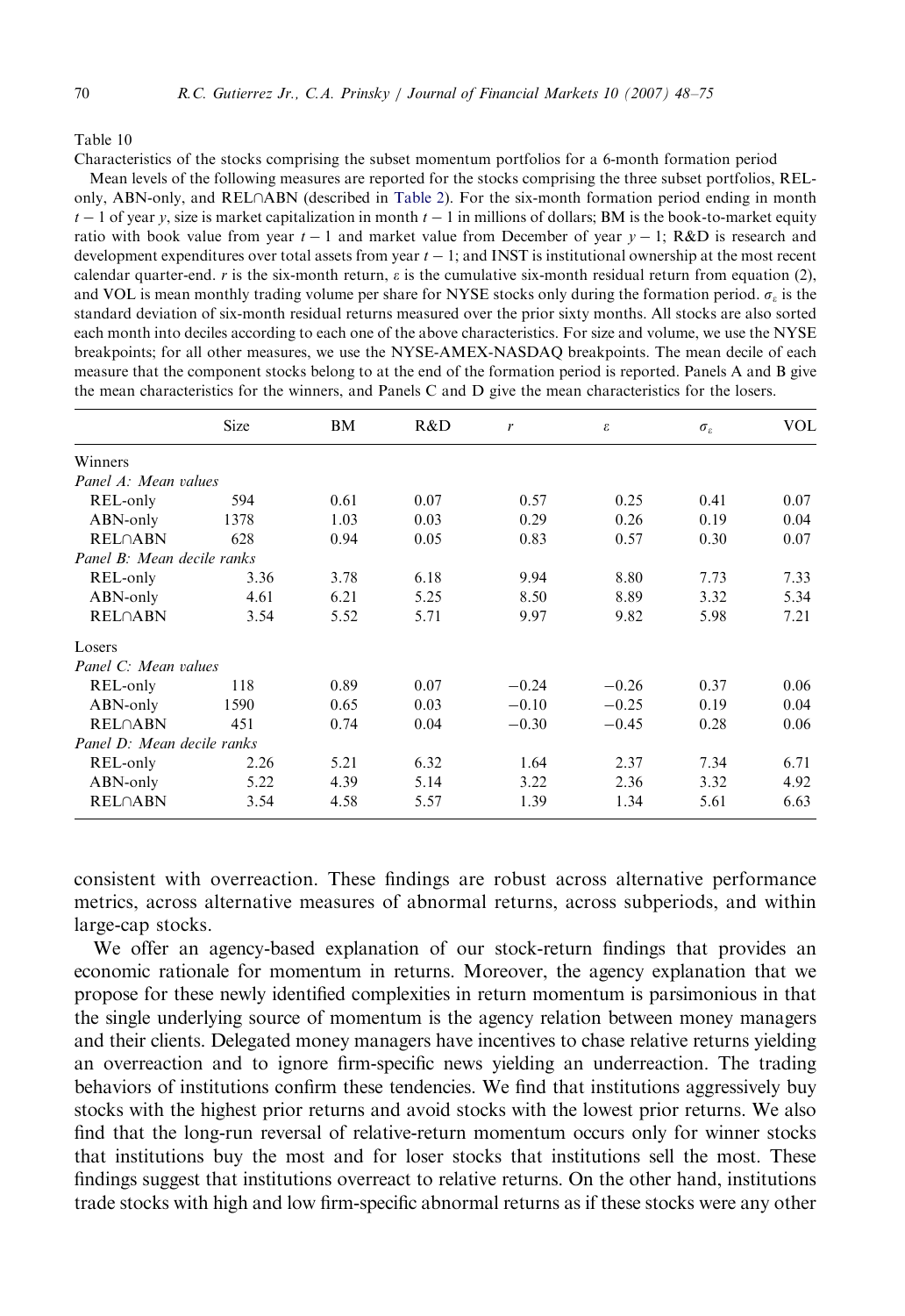Table 10

Characteristics of the stocks comprising the subset momentum portfolios for a 6-month formation period

Mean levels of the following measures are reported for the stocks comprising the three subset portfolios, REL-only, ABN-only, and REL∩ABN (described in Table 2). For the six-month formation period ending in month $t-1$ of year $y$, size is market capitalization in month $t-1$ in millions of dollars; BM is the book-to-market equity ratio with book value from year $t-1$ and market value from December of year $y-1$; R&D is research and development expenditures over total assets from year $t-1$; and INST is institutional ownership at the most recent calendar quarter-end. $r$ is the six-month return, $\varepsilon$ is the cumulative six-month residual return from equation (2), and VOL is mean monthly trading volume per share for NYSE stocks only during the formation period. $\sigma_\varepsilon$ is the standard deviation of six-month residual returns measured over the prior sixty months. All stocks are also sorted each month into deciles according to each one of the above characteristics. For size and volume, we use the NYSE breakpoints; for all other measures, we use the NYSE-AMEX-NASDAQ breakpoints. The mean decile of each measure that the component stocks belong to at the end of the formation period is reported. Panels A and B give the mean characteristics for the winners, and Panels C and D give the mean characteristics for the losers.

| | Size | BM | R&D | $r$ | $\varepsilon$ | $\sigma_\varepsilon$ | VOL |
|---|---|---|---|---|---|---|---|
| Winners | | | | | | | |
| *Panel A: Mean values* | | | | | | | |
| REL-only | 594 | 0.61 | 0.07 | 0.57 | 0.25 | 0.41 | 0.07 |
| ABN-only | 1378 | 1.03 | 0.03 | 0.29 | 0.26 | 0.19 | 0.04 |
| REL∩ABN | 628 | 0.94 | 0.05 | 0.83 | 0.57 | 0.30 | 0.07 |
| *Panel B: Mean decile ranks* | | | | | | | |
| REL-only | 3.36 | 3.78 | 6.18 | 9.94 | 8.80 | 7.73 | 7.33 |
| ABN-only | 4.61 | 6.21 | 5.25 | 8.50 | 8.89 | 3.32 | 5.34 |
| REL∩ABN | 3.54 | 5.52 | 5.71 | 9.97 | 9.82 | 5.98 | 7.21 |
| Losers | | | | | | | |
| *Panel C: Mean values* | | | | | | | |
| REL-only | 118 | 0.89 | 0.07 | −0.24 | −0.26 | 0.37 | 0.06 |
| ABN-only | 1590 | 0.65 | 0.03 | −0.10 | −0.25 | 0.19 | 0.04 |
| REL∩ABN | 451 | 0.74 | 0.04 | −0.30 | −0.45 | 0.28 | 0.06 |
| *Panel D: Mean decile ranks* | | | | | | | |
| REL-only | 2.26 | 5.21 | 6.32 | 1.64 | 2.37 | 7.34 | 6.71 |
| ABN-only | 5.22 | 4.39 | 5.14 | 3.22 | 2.36 | 3.32 | 4.92 |
| REL∩ABN | 3.54 | 4.58 | 5.57 | 1.39 | 1.34 | 5.61 | 6.63 |

consistent with overreaction. These findings are robust across alternative performance metrics, across alternative measures of abnormal returns, across subperiods, and within large-cap stocks.

We offer an agency-based explanation of our stock-return findings that provides an economic rationale for momentum in returns. Moreover, the agency explanation that we propose for these newly identified complexities in return momentum is parsimonious in that the single underlying source of momentum is the agency relation between money managers and their clients. Delegated money managers have incentives to chase relative returns yielding an overreaction and to ignore firm-specific news yielding an underreaction. The trading behaviors of institutions confirm these tendencies. We find that institutions aggressively buy stocks with the highest prior returns and avoid stocks with the lowest prior returns. We also find that the long-run reversal of relative-return momentum occurs only for winner stocks that institutions buy the most and for loser stocks that institutions sell the most. These findings suggest that institutions overreact to relative returns. On the other hand, institutions trade stocks with high and low firm-specific abnormal returns as if these stocks were any other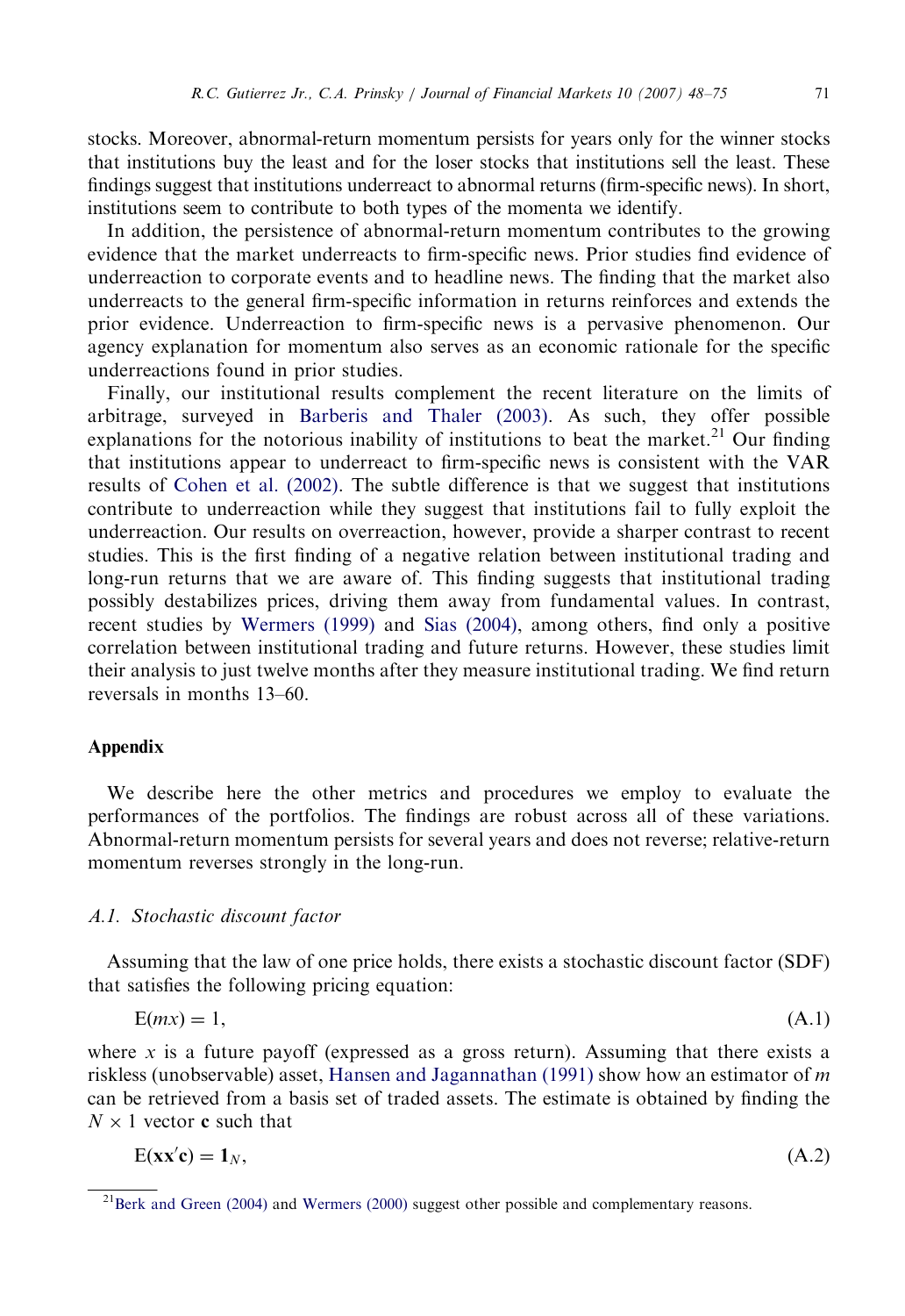stocks. Moreover, abnormal-return momentum persists for years only for the winner stocks that institutions buy the least and for the loser stocks that institutions sell the least. These findings suggest that institutions underreact to abnormal returns (firm-specific news). In short, institutions seem to contribute to both types of the momenta we identify.

In addition, the persistence of abnormal-return momentum contributes to the growing evidence that the market underreacts to firm-specific news. Prior studies find evidence of underreaction to corporate events and to headline news. The finding that the market also underreacts to the general firm-specific information in returns reinforces and extends the prior evidence. Underreaction to firm-specific news is a pervasive phenomenon. Our agency explanation for momentum also serves as an economic rationale for the specific underreactions found in prior studies.

Finally, our institutional results complement the recent literature on the limits of arbitrage, surveyed in Barberis and Thaler (2003). As such, they offer possible explanations for the notorious inability of institutions to beat the market.[21] Our finding that institutions appear to underreact to firm-specific news is consistent with the VAR results of Cohen et al. (2002). The subtle difference is that we suggest that institutions contribute to underreaction while they suggest that institutions fail to fully exploit the underreaction. Our results on overreaction, however, provide a sharper contrast to recent studies. This is the first finding of a negative relation between institutional trading and long-run returns that we are aware of. This finding suggests that institutional trading possibly destabilizes prices, driving them away from fundamental values. In contrast, recent studies by Wermers (1999) and Sias (2004), among others, find only a positive correlation between institutional trading and future returns. However, these studies limit their analysis to just twelve months after they measure institutional trading. We find return reversals in months 13–60.

## Appendix

We describe here the other metrics and procedures we employ to evaluate the performances of the portfolios. The findings are robust across all of these variations. Abnormal-return momentum persists for several years and does not reverse; relative-return momentum reverses strongly in the long-run.

### *A.1. Stochastic discount factor*

Assuming that the law of one price holds, there exists a stochastic discount factor (SDF) that satisfies the following pricing equation:

$$\mathrm{E}(mx) = 1, \tag{A.1}$$

where $x$ is a future payoff (expressed as a gross return). Assuming that there exists a riskless (unobservable) asset, Hansen and Jagannathan (1991) show how an estimator of $m$ can be retrieved from a basis set of traded assets. The estimate is obtained by finding the $N \times 1$ vector $\mathbf{c}$ such that

$$\mathrm{E}(\mathbf{x}\mathbf{x}'\mathbf{c}) = \mathbf{1}_N, \tag{A.2}$$

[21] Berk and Green (2004) and Wermers (2000) suggest other possible and complementary reasons.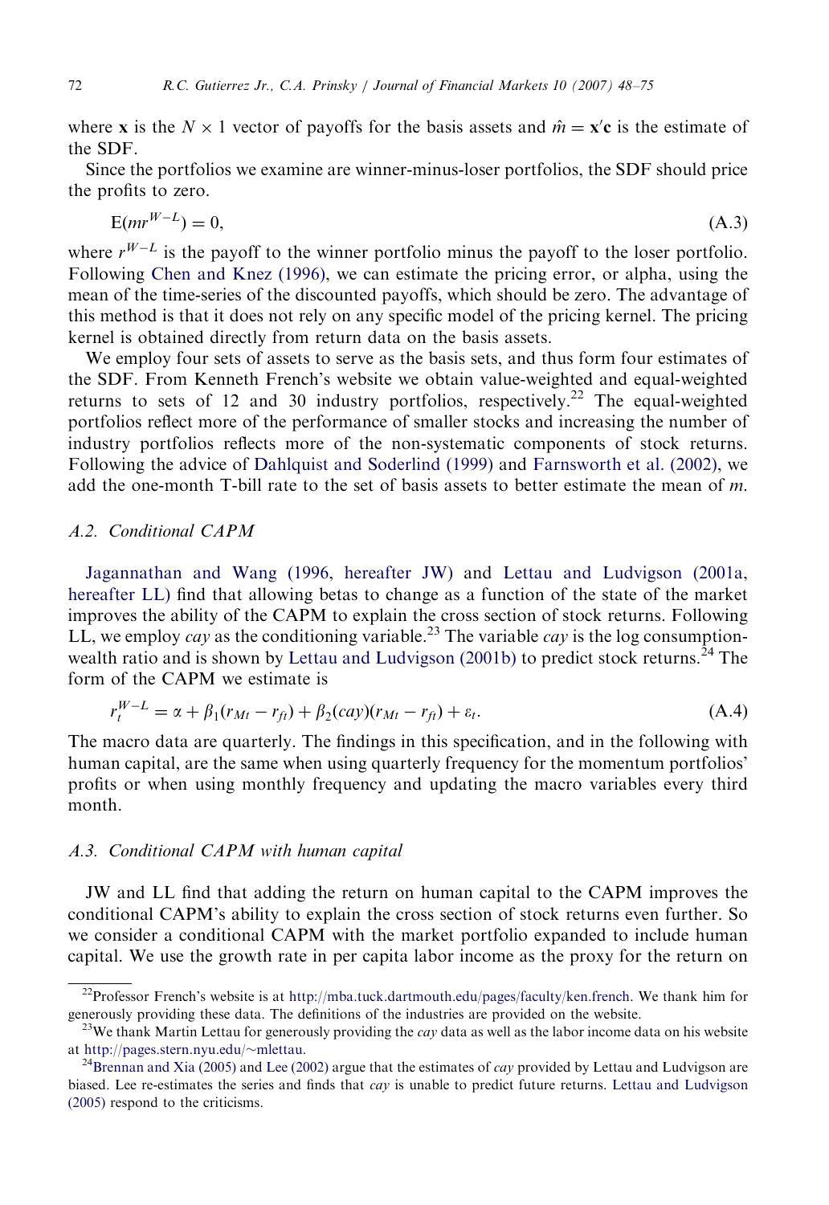where $\mathbf{x}$ is the $N \times 1$ vector of payoffs for the basis assets and $\hat{m} = \mathbf{x}'\mathbf{c}$ is the estimate of the SDF.

Since the portfolios we examine are winner-minus-loser portfolios, the SDF should price the profits to zero.

$$\mathrm{E}(mr^{W-L}) = 0, \tag{A.3}$$

where $r^{W-L}$ is the payoff to the winner portfolio minus the payoff to the loser portfolio. Following Chen and Knez (1996), we can estimate the pricing error, or alpha, using the mean of the time-series of the discounted payoffs, which should be zero. The advantage of this method is that it does not rely on any specific model of the pricing kernel. The pricing kernel is obtained directly from return data on the basis assets.

We employ four sets of assets to serve as the basis sets, and thus form four estimates of the SDF. From Kenneth French's website we obtain value-weighted and equal-weighted returns to sets of 12 and 30 industry portfolios, respectively.[22] The equal-weighted portfolios reflect more of the performance of smaller stocks and increasing the number of industry portfolios reflects more of the non-systematic components of stock returns. Following the advice of Dahlquist and Soderlind (1999) and Farnsworth et al. (2002), we add the one-month T-bill rate to the set of basis assets to better estimate the mean of $m$.

### A.2. Conditional CAPM

Jagannathan and Wang (1996, hereafter JW) and Lettau and Ludvigson (2001a, hereafter LL) find that allowing betas to change as a function of the state of the market improves the ability of the CAPM to explain the cross section of stock returns. Following LL, we employ *cay* as the conditioning variable.[23] The variable *cay* is the log consumption-wealth ratio and is shown by Lettau and Ludvigson (2001b) to predict stock returns.[24] The form of the CAPM we estimate is

$$r_t^{W-L} = \alpha + \beta_1(r_{Mt} - r_{ft}) + \beta_2(cay)(r_{Mt} - r_{ft}) + \varepsilon_t. \tag{A.4}$$

The macro data are quarterly. The findings in this specification, and in the following with human capital, are the same when using quarterly frequency for the momentum portfolios' profits or when using monthly frequency and updating the macro variables every third month.

### A.3. Conditional CAPM with human capital

JW and LL find that adding the return on human capital to the CAPM improves the conditional CAPM's ability to explain the cross section of stock returns even further. So we consider a conditional CAPM with the market portfolio expanded to include human capital. We use the growth rate in per capita labor income as the proxy for the return on

[22] Professor French's website is at http://mba.tuck.dartmouth.edu/pages/faculty/ken.french. We thank him for generously providing these data. The definitions of the industries are provided on the website.

[23] We thank Martin Lettau for generously providing the *cay* data as well as the labor income data on his website at http://pages.stern.nyu.edu/~mlettau.

[24] Brennan and Xia (2005) and Lee (2002) argue that the estimates of *cay* provided by Lettau and Ludvigson are biased. Lee re-estimates the series and finds that *cay* is unable to predict future returns. Lettau and Ludvigson (2005) respond to the criticisms.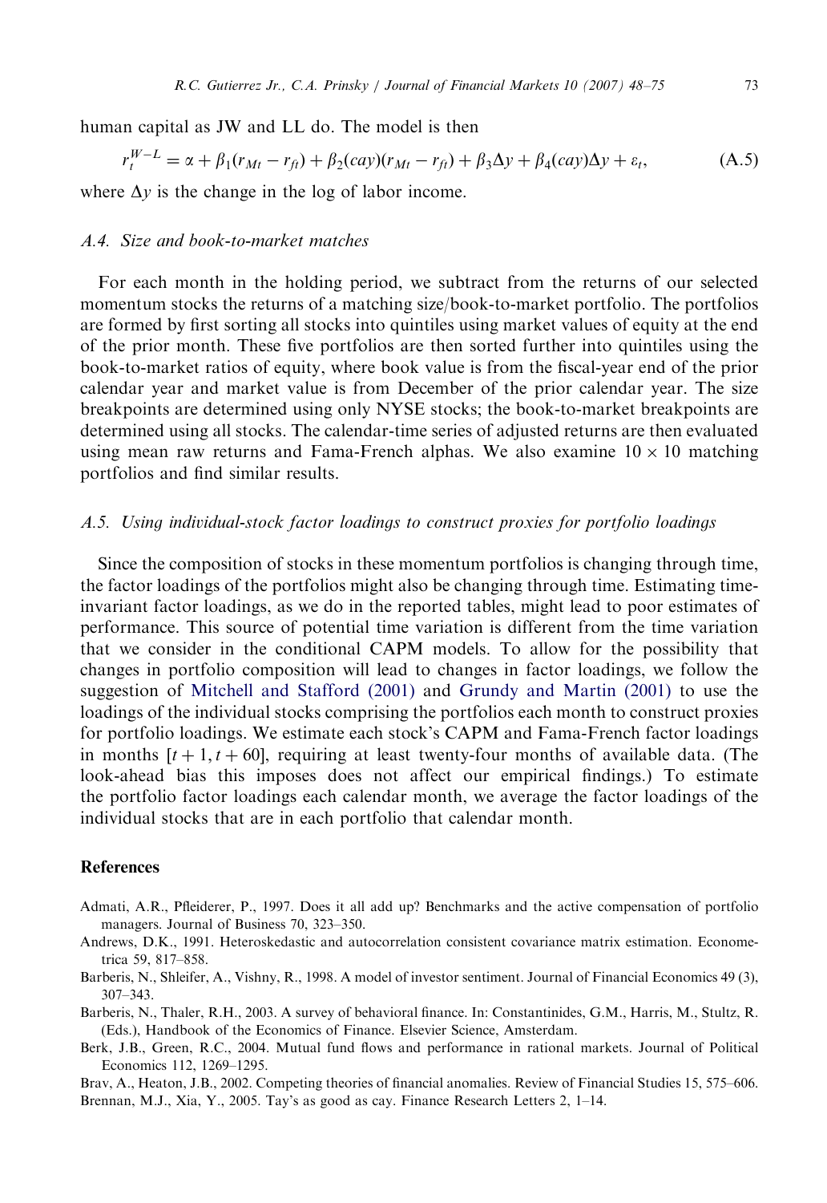human capital as JW and LL do. The model is then

$$r_t^{W-L} = \alpha + \beta_1(r_{Mt} - r_{ft}) + \beta_2(cay)(r_{Mt} - r_{ft}) + \beta_3\Delta y + \beta_4(cay)\Delta y + \varepsilon_t, \tag{A.5}$$

where $\Delta y$ is the change in the log of labor income.

### *A.4. Size and book-to-market matches*

For each month in the holding period, we subtract from the returns of our selected momentum stocks the returns of a matching size/book-to-market portfolio. The portfolios are formed by first sorting all stocks into quintiles using market values of equity at the end of the prior month. These five portfolios are then sorted further into quintiles using the book-to-market ratios of equity, where book value is from the fiscal-year end of the prior calendar year and market value is from December of the prior calendar year. The size breakpoints are determined using only NYSE stocks; the book-to-market breakpoints are determined using all stocks. The calendar-time series of adjusted returns are then evaluated using mean raw returns and Fama-French alphas. We also examine $10 \times 10$ matching portfolios and find similar results.

### *A.5. Using individual-stock factor loadings to construct proxies for portfolio loadings*

Since the composition of stocks in these momentum portfolios is changing through time, the factor loadings of the portfolios might also be changing through time. Estimating time-invariant factor loadings, as we do in the reported tables, might lead to poor estimates of performance. This source of potential time variation is different from the time variation that we consider in the conditional CAPM models. To allow for the possibility that changes in portfolio composition will lead to changes in factor loadings, we follow the suggestion of Mitchell and Stafford (2001) and Grundy and Martin (2001) to use the loadings of the individual stocks comprising the portfolios each month to construct proxies for portfolio loadings. We estimate each stock's CAPM and Fama-French factor loadings in months $[t+1, t+60]$, requiring at least twenty-four months of available data. (The look-ahead bias this imposes does not affect our empirical findings.) To estimate the portfolio factor loadings each calendar month, we average the factor loadings of the individual stocks that are in each portfolio that calendar month.

## References

Admati, A.R., Pfleiderer, P., 1997. Does it all add up? Benchmarks and the active compensation of portfolio managers. Journal of Business 70, 323–350.

Andrews, D.K., 1991. Heteroskedastic and autocorrelation consistent covariance matrix estimation. Econometrica 59, 817–858.

Barberis, N., Shleifer, A., Vishny, R., 1998. A model of investor sentiment. Journal of Financial Economics 49 (3), 307–343.

Barberis, N., Thaler, R.H., 2003. A survey of behavioral finance. In: Constantinides, G.M., Harris, M., Stultz, R. (Eds.), Handbook of the Economics of Finance. Elsevier Science, Amsterdam.

Berk, J.B., Green, R.C., 2004. Mutual fund flows and performance in rational markets. Journal of Political Economics 112, 1269–1295.

Brav, A., Heaton, J.B., 2002. Competing theories of financial anomalies. Review of Financial Studies 15, 575–606.

Brennan, M.J., Xia, Y., 2005. Tay's as good as cay. Finance Research Letters 2, 1–14.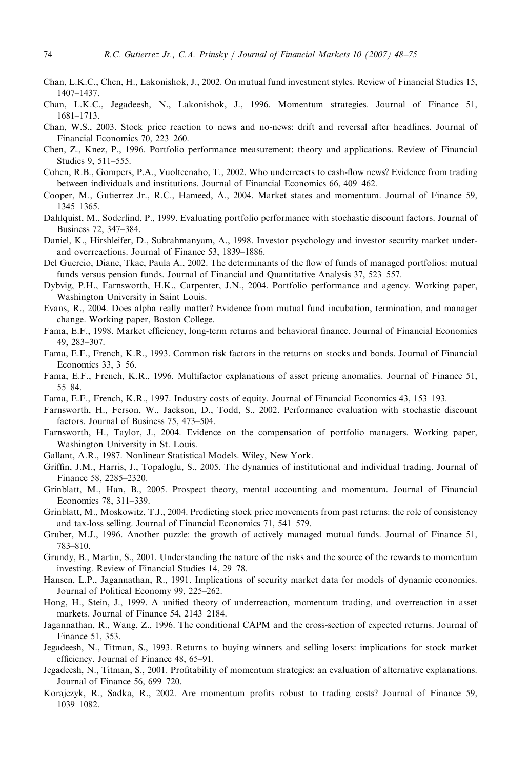Chan, L.K.C., Chen, H., Lakonishok, J., 2002. On mutual fund investment styles. Review of Financial Studies 15, 1407–1437.

Chan, L.K.C., Jegadeesh, N., Lakonishok, J., 1996. Momentum strategies. Journal of Finance 51, 1681–1713.

Chan, W.S., 2003. Stock price reaction to news and no-news: drift and reversal after headlines. Journal of Financial Economics 70, 223–260.

Chen, Z., Knez, P., 1996. Portfolio performance measurement: theory and applications. Review of Financial Studies 9, 511–555.

Cohen, R.B., Gompers, P.A., Vuolteenaho, T., 2002. Who underreacts to cash-flow news? Evidence from trading between individuals and institutions. Journal of Financial Economics 66, 409–462.

Cooper, M., Gutierrez Jr., R.C., Hameed, A., 2004. Market states and momentum. Journal of Finance 59, 1345–1365.

Dahlquist, M., Soderlind, P., 1999. Evaluating portfolio performance with stochastic discount factors. Journal of Business 72, 347–384.

Daniel, K., Hirshleifer, D., Subrahmanyam, A., 1998. Investor psychology and investor security market under- and overreactions. Journal of Finance 53, 1839–1886.

Del Guercio, Diane, Tkac, Paula A., 2002. The determinants of the flow of funds of managed portfolios: mutual funds versus pension funds. Journal of Financial and Quantitative Analysis 37, 523–557.

Dybvig, P.H., Farnsworth, H.K., Carpenter, J.N., 2004. Portfolio performance and agency. Working paper, Washington University in Saint Louis.

Evans, R., 2004. Does alpha really matter? Evidence from mutual fund incubation, termination, and manager change. Working paper, Boston College.

Fama, E.F., 1998. Market efficiency, long-term returns and behavioral finance. Journal of Financial Economics 49, 283–307.

Fama, E.F., French, K.R., 1993. Common risk factors in the returns on stocks and bonds. Journal of Financial Economics 33, 3–56.

Fama, E.F., French, K.R., 1996. Multifactor explanations of asset pricing anomalies. Journal of Finance 51, 55–84.

Fama, E.F., French, K.R., 1997. Industry costs of equity. Journal of Financial Economics 43, 153–193.

Farnsworth, H., Ferson, W., Jackson, D., Todd, S., 2002. Performance evaluation with stochastic discount factors. Journal of Business 75, 473–504.

Farnsworth, H., Taylor, J., 2004. Evidence on the compensation of portfolio managers. Working paper, Washington University in St. Louis.

Gallant, A.R., 1987. Nonlinear Statistical Models. Wiley, New York.

Griffin, J.M., Harris, J., Topaloglu, S., 2005. The dynamics of institutional and individual trading. Journal of Finance 58, 2285–2320.

Grinblatt, M., Han, B., 2005. Prospect theory, mental accounting and momentum. Journal of Financial Economics 78, 311–339.

Grinblatt, M., Moskowitz, T.J., 2004. Predicting stock price movements from past returns: the role of consistency and tax-loss selling. Journal of Financial Economics 71, 541–579.

Gruber, M.J., 1996. Another puzzle: the growth of actively managed mutual funds. Journal of Finance 51, 783–810.

Grundy, B., Martin, S., 2001. Understanding the nature of the risks and the source of the rewards to momentum investing. Review of Financial Studies 14, 29–78.

Hansen, L.P., Jagannathan, R., 1991. Implications of security market data for models of dynamic economies. Journal of Political Economy 99, 225–262.

Hong, H., Stein, J., 1999. A unified theory of underreaction, momentum trading, and overreaction in asset markets. Journal of Finance 54, 2143–2184.

Jagannathan, R., Wang, Z., 1996. The conditional CAPM and the cross-section of expected returns. Journal of Finance 51, 353.

Jegadeesh, N., Titman, S., 1993. Returns to buying winners and selling losers: implications for stock market efficiency. Journal of Finance 48, 65–91.

Jegadeesh, N., Titman, S., 2001. Profitability of momentum strategies: an evaluation of alternative explanations. Journal of Finance 56, 699–720.

Korajczyk, R., Sadka, R., 2002. Are momentum profits robust to trading costs? Journal of Finance 59, 1039–1082.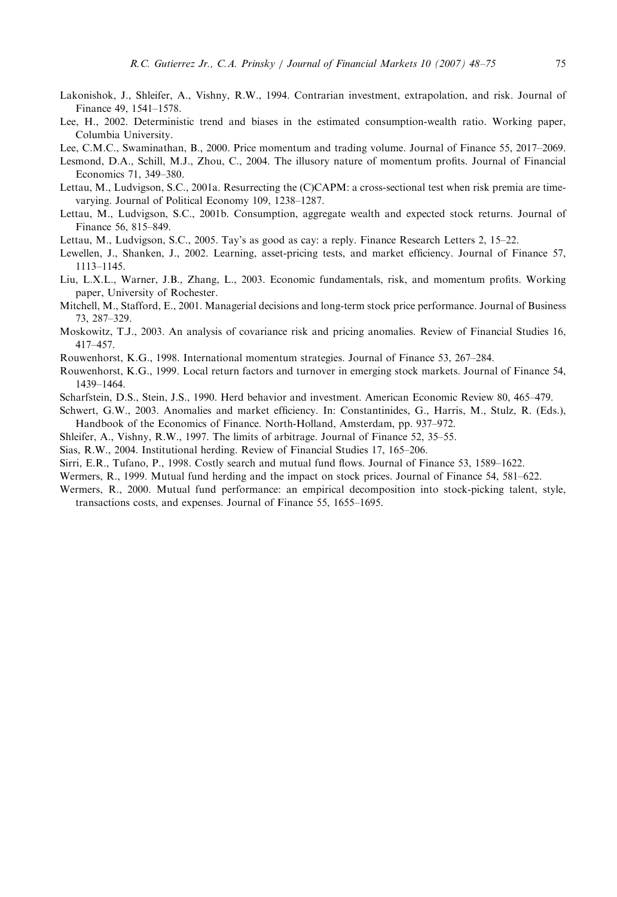Lakonishok, J., Shleifer, A., Vishny, R.W., 1994. Contrarian investment, extrapolation, and risk. Journal of Finance 49, 1541–1578.

Lee, H., 2002. Deterministic trend and biases in the estimated consumption-wealth ratio. Working paper, Columbia University.

Lee, C.M.C., Swaminathan, B., 2000. Price momentum and trading volume. Journal of Finance 55, 2017–2069.

Lesmond, D.A., Schill, M.J., Zhou, C., 2004. The illusory nature of momentum profits. Journal of Financial Economics 71, 349–380.

Lettau, M., Ludvigson, S.C., 2001a. Resurrecting the (C)CAPM: a cross-sectional test when risk premia are time-varying. Journal of Political Economy 109, 1238–1287.

Lettau, M., Ludvigson, S.C., 2001b. Consumption, aggregate wealth and expected stock returns. Journal of Finance 56, 815–849.

Lettau, M., Ludvigson, S.C., 2005. Tay's as good as cay: a reply. Finance Research Letters 2, 15–22.

Lewellen, J., Shanken, J., 2002. Learning, asset-pricing tests, and market efficiency. Journal of Finance 57, 1113–1145.

Liu, L.X.L., Warner, J.B., Zhang, L., 2003. Economic fundamentals, risk, and momentum profits. Working paper, University of Rochester.

Mitchell, M., Stafford, E., 2001. Managerial decisions and long-term stock price performance. Journal of Business 73, 287–329.

Moskowitz, T.J., 2003. An analysis of covariance risk and pricing anomalies. Review of Financial Studies 16, 417–457.

Rouwenhorst, K.G., 1998. International momentum strategies. Journal of Finance 53, 267–284.

Rouwenhorst, K.G., 1999. Local return factors and turnover in emerging stock markets. Journal of Finance 54, 1439–1464.

Scharfstein, D.S., Stein, J.S., 1990. Herd behavior and investment. American Economic Review 80, 465–479.

Schwert, G.W., 2003. Anomalies and market efficiency. In: Constantinides, G., Harris, M., Stulz, R. (Eds.), Handbook of the Economics of Finance. North-Holland, Amsterdam, pp. 937–972.

Shleifer, A., Vishny, R.W., 1997. The limits of arbitrage. Journal of Finance 52, 35–55.

Sias, R.W., 2004. Institutional herding. Review of Financial Studies 17, 165–206.

Sirri, E.R., Tufano, P., 1998. Costly search and mutual fund flows. Journal of Finance 53, 1589–1622.

Wermers, R., 1999. Mutual fund herding and the impact on stock prices. Journal of Finance 54, 581–622.

Wermers, R., 2000. Mutual fund performance: an empirical decomposition into stock-picking talent, style, transactions costs, and expenses. Journal of Finance 55, 1655–1695.